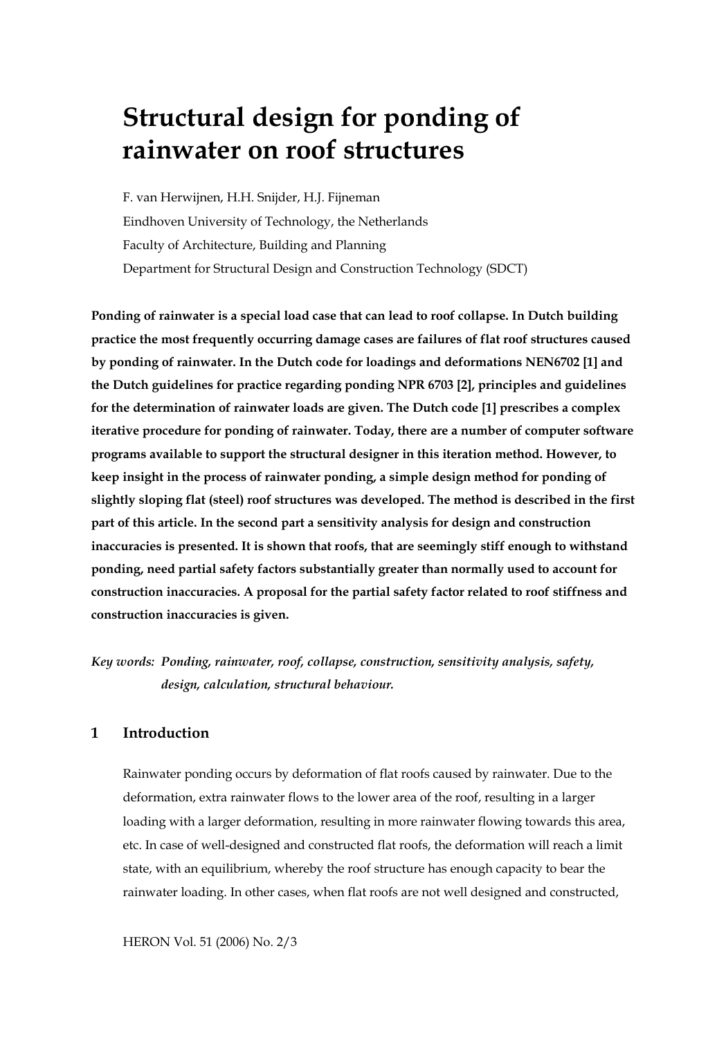# Structural design for ponding of rainwater on roof structures

F. van Herwijnen, H.H. Snijder, H.J. Fijneman

Eindhoven University of Technology, the Netherlands

Faculty of Architecture, Building and Planning

Department for Structural Design and Construction Technology (SDCT)

**Ponding of rainwater is a special load case that can lead to roof collapse. In Dutch building practice the most frequently occurring damage cases are failures of flat roof structures caused by ponding of rainwater. In the Dutch code for loadings and deformations NEN6702 [1] and the Dutch guidelines for practice regarding ponding NPR 6703 [2], principles and guidelines for the determination of rainwater loads are given. The Dutch code [1] prescribes a complex iterative procedure for ponding of rainwater. Today, there are a number of computer software programs available to support the structural designer in this iteration method. However, to keep insight in the process of rainwater ponding, a simple design method for ponding of slightly sloping flat (steel) roof structures was developed. The method is described in the first part of this article. In the second part a sensitivity analysis for design and construction inaccuracies is presented. It is shown that roofs, that are seemingly stiff enough to withstand ponding, need partial safety factors substantially greater than normally used to account for construction inaccuracies. A proposal for the partial safety factor related to roof stiffness and construction inaccuracies is given.**

*Key words: **Ponding, rainwater, roof, collapse, construction, sensitivity analysis, safety, design, calculation, structural behaviour.***

## 1 Introduction

Rainwater ponding occurs by deformation of flat roofs caused by rainwater. Due to the deformation, extra rainwater flows to the lower area of the roof, resulting in a larger loading with a larger deformation, resulting in more rainwater flowing towards this area, etc. In case of well-designed and constructed flat roofs, the deformation will reach a limit state, with an equilibrium, whereby the roof structure has enough capacity to bear the rainwater loading. In other cases, when flat roofs are not well designed and constructed,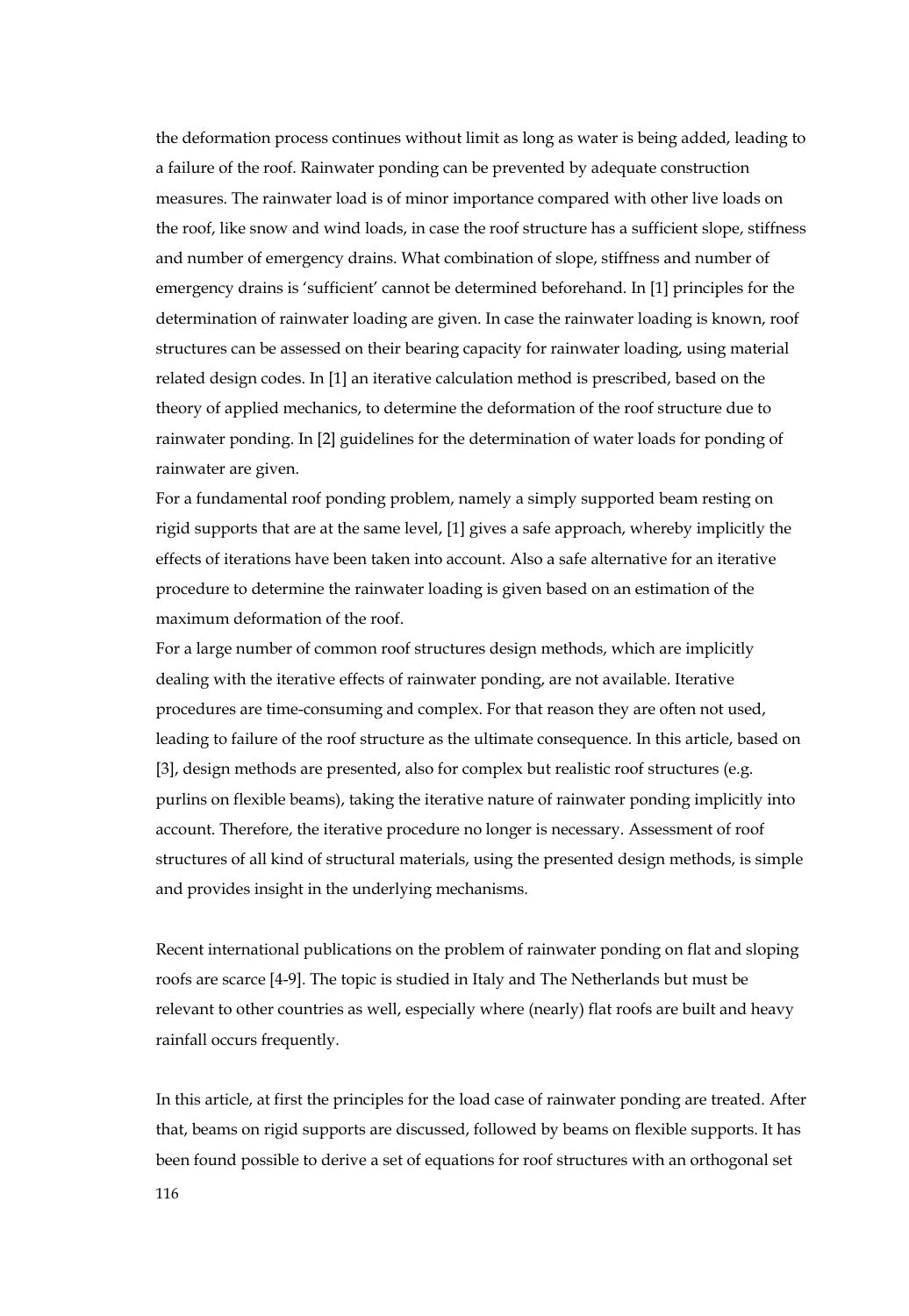the deformation process continues without limit as long as water is being added, leading to a failure of the roof. Rainwater ponding can be prevented by adequate construction measures. The rainwater load is of minor importance compared with other live loads on the roof, like snow and wind loads, in case the roof structure has a sufficient slope, stiffness and number of emergency drains. What combination of slope, stiffness and number of emergency drains is 'sufficient' cannot be determined beforehand. In [1] principles for the determination of rainwater loading are given. In case the rainwater loading is known, roof structures can be assessed on their bearing capacity for rainwater loading, using material related design codes. In [1] an iterative calculation method is prescribed, based on the theory of applied mechanics, to determine the deformation of the roof structure due to rainwater ponding. In [2] guidelines for the determination of water loads for ponding of rainwater are given.

For a fundamental roof ponding problem, namely a simply supported beam resting on rigid supports that are at the same level, [1] gives a safe approach, whereby implicitly the effects of iterations have been taken into account. Also a safe alternative for an iterative procedure to determine the rainwater loading is given based on an estimation of the maximum deformation of the roof.

For a large number of common roof structures design methods, which are implicitly dealing with the iterative effects of rainwater ponding, are not available. Iterative procedures are time-consuming and complex. For that reason they are often not used, leading to failure of the roof structure as the ultimate consequence. In this article, based on [3], design methods are presented, also for complex but realistic roof structures (e.g. purlins on flexible beams), taking the iterative nature of rainwater ponding implicitly into account. Therefore, the iterative procedure no longer is necessary. Assessment of roof structures of all kind of structural materials, using the presented design methods, is simple and provides insight in the underlying mechanisms.

Recent international publications on the problem of rainwater ponding on flat and sloping roofs are scarce [4-9]. The topic is studied in Italy and The Netherlands but must be relevant to other countries as well, especially where (nearly) flat roofs are built and heavy rainfall occurs frequently.

In this article, at first the principles for the load case of rainwater ponding are treated. After that, beams on rigid supports are discussed, followed by beams on flexible supports. It has been found possible to derive a set of equations for roof structures with an orthogonal set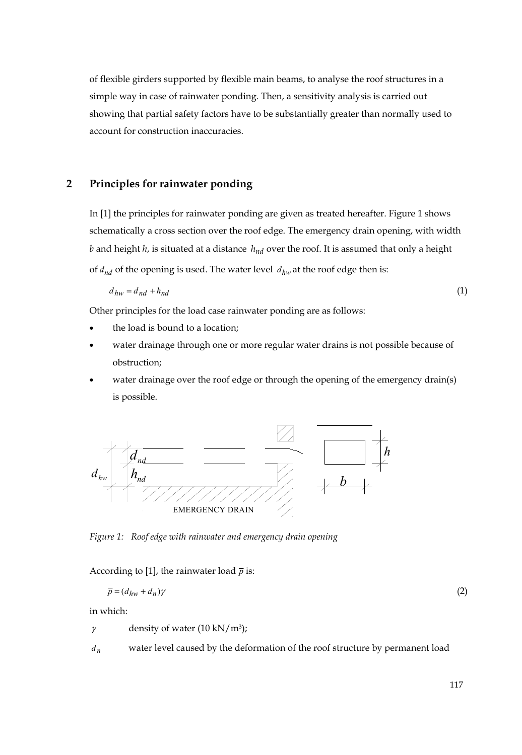of flexible girders supported by flexible main beams, to analyse the roof structures in a simple way in case of rainwater ponding. Then, a sensitivity analysis is carried out showing that partial safety factors have to be substantially greater than normally used to account for construction inaccuracies.

## 2 Principles for rainwater ponding

In [1] the principles for rainwater ponding are given as treated hereafter. Figure 1 shows schematically a cross section over the roof edge. The emergency drain opening, with width $b$ and height $h$, is situated at a distance $h_{nd}$ over the roof. It is assumed that only a height of $d_{nd}$ of the opening is used. The water level $d_{hw}$ at the roof edge then is:

$$d_{hw} = d_{nd} + h_{nd} \tag{1}$$

Other principles for the load case rainwater ponding are as follows:

- the load is bound to a location;
- water drainage through one or more regular water drains is not possible because of obstruction;
- water drainage over the roof edge or through the opening of the emergency drain(s) is possible.

*Figure 1: Roof edge with rainwater and emergency drain opening*

According to [1], the rainwater load $\overline{p}$ is:

$$\overline{p} = (d_{hw} + d_n)\gamma \tag{2}$$

in which:

$\gamma$ density of water (10 kN/m$^3$);

$d_n$ water level caused by the deformation of the roof structure by permanent load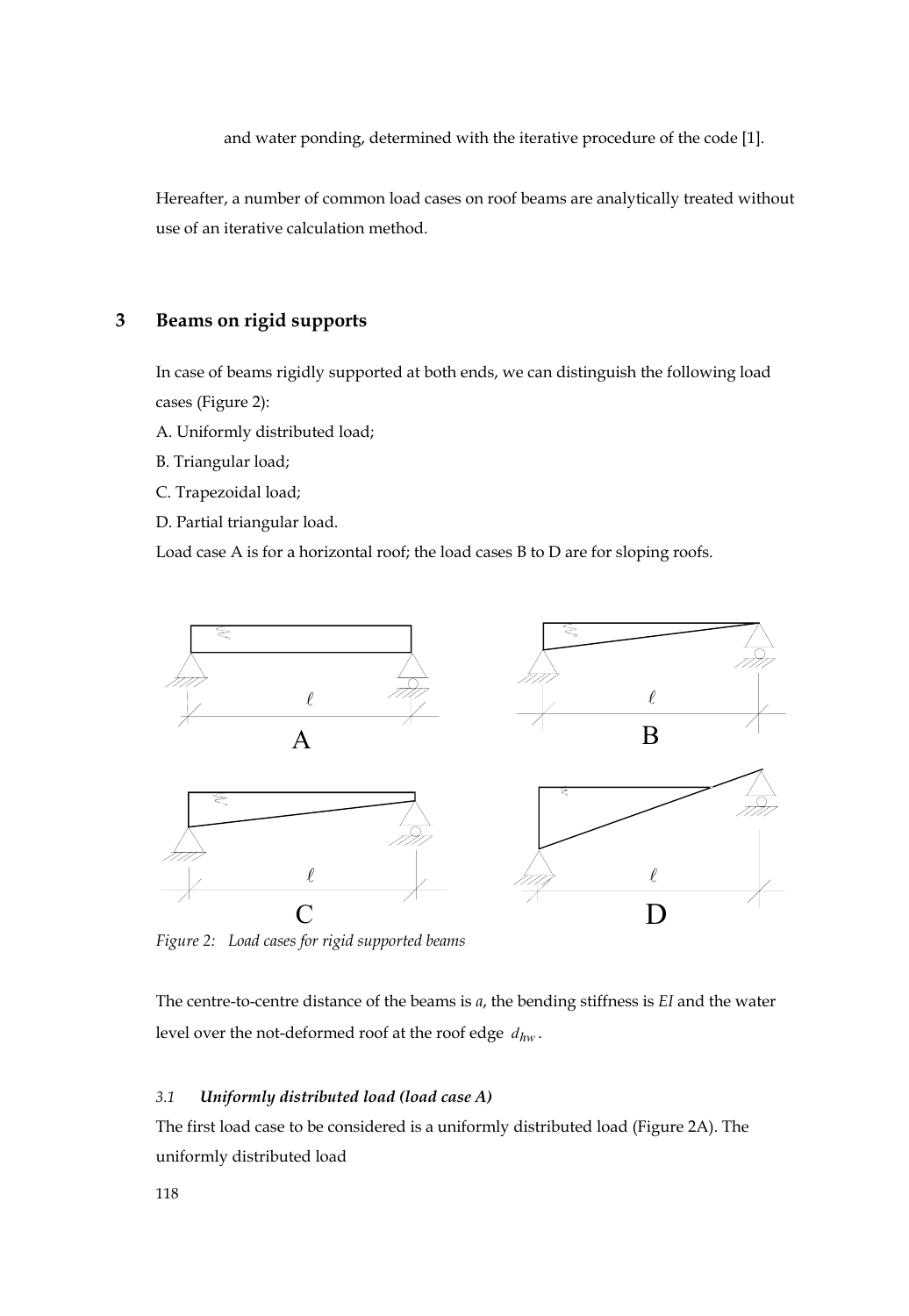and water ponding, determined with the iterative procedure of the code [1].

Hereafter, a number of common load cases on roof beams are analytically treated without use of an iterative calculation method.

## 3 Beams on rigid supports

In case of beams rigidly supported at both ends, we can distinguish the following load cases (Figure 2):

A. Uniformly distributed load;

B. Triangular load;

C. Trapezoidal load;

D. Partial triangular load.

Load case A is for a horizontal roof; the load cases B to D are for sloping roofs.

*Figure 2: Load cases for rigid supported beams*

The centre-to-centre distance of the beams is $a$, the bending stiffness is $EI$ and the water level over the not-deformed roof at the roof edge $d_{hw}$.

### *3.1 Uniformly distributed load (load case A)*

The first load case to be considered is a uniformly distributed load (Figure 2A). The uniformly distributed load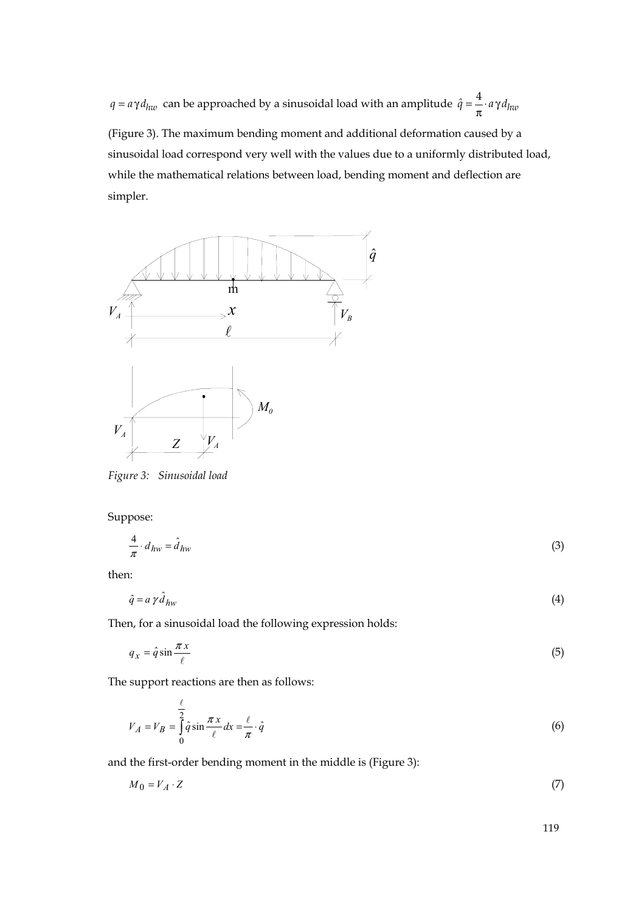$q = a\gamma d_{hw}$ can be approached by a sinusoidal load with an amplitude $\hat{q} = \frac{4}{\pi} \cdot a\gamma d_{hw}$ (Figure 3). The maximum bending moment and additional deformation caused by a sinusoidal load correspond very well with the values due to a uniformly distributed load, while the mathematical relations between load, bending moment and deflection are simpler.

*Figure 3: Sinusoidal load*

Suppose:

$$\frac{4}{\pi} \cdot d_{hw} = \hat{d}_{hw} \tag{3}$$

then:

$$\hat{q} = a\,\gamma\,\hat{d}_{hw} \tag{4}$$

Then, for a sinusoidal load the following expression holds:

$$q_x = \hat{q} \sin \frac{\pi x}{\ell} \tag{5}$$

The support reactions are then as follows:

$$V_A = V_B = \int_0^{\frac{\ell}{2}} \hat{q} \sin \frac{\pi x}{\ell} dx = \frac{\ell}{\pi} \cdot \hat{q} \tag{6}$$

and the first-order bending moment in the middle is (Figure 3):

$$M_0 = V_A \cdot Z \tag{7}$$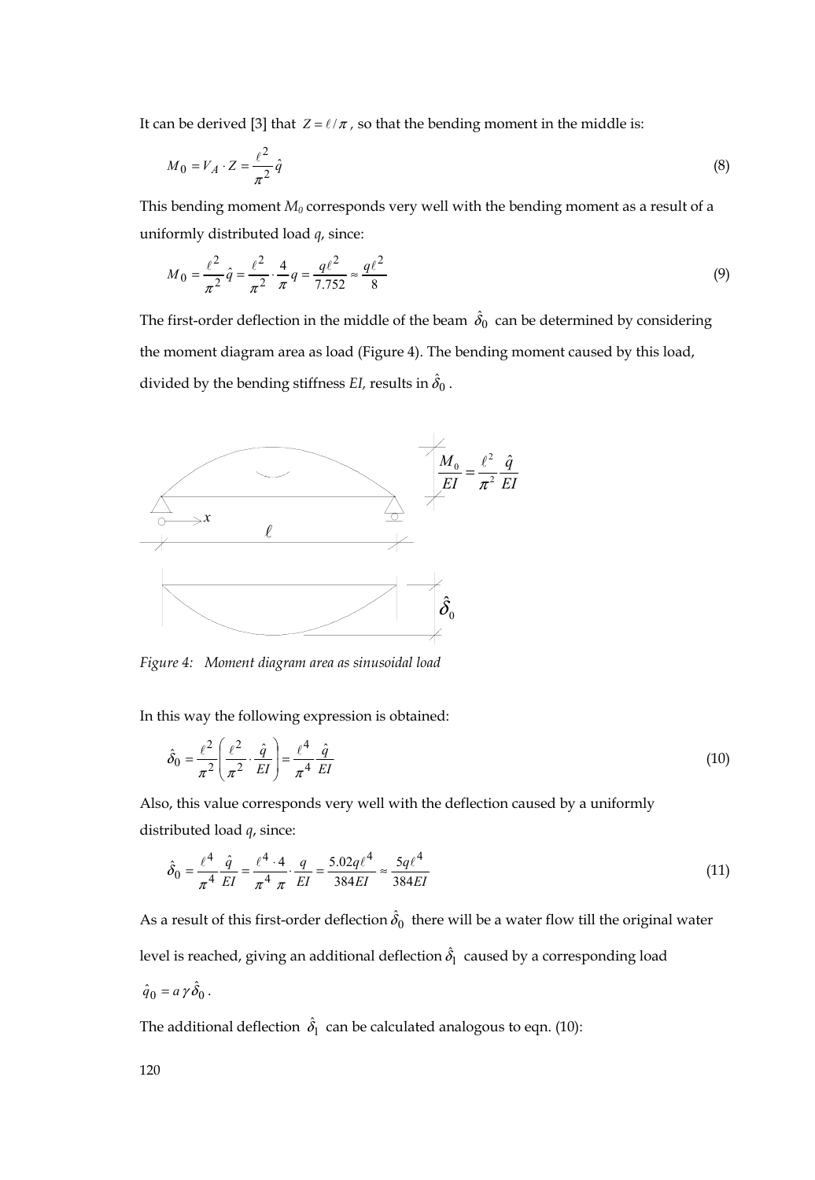It can be derived [3] that $Z = \ell / \pi$, so that the bending moment in the middle is:

$$M_0 = V_A \cdot Z = \frac{\ell^2}{\pi^2} \hat{q} \tag{8}$$

This bending moment $M_0$ corresponds very well with the bending moment as a result of a uniformly distributed load $q$, since:

$$M_0 = \frac{\ell^2}{\pi^2} \hat{q} = \frac{\ell^2}{\pi^2} \cdot \frac{4}{\pi} q = \frac{q\ell^2}{7.752} \approx \frac{q\ell^2}{8} \tag{9}$$

The first-order deflection in the middle of the beam $\hat{\delta}_0$ can be determined by considering the moment diagram area as load (Figure 4). The bending moment caused by this load, divided by the bending stiffness $EI$, results in $\hat{\delta}_0$.

$$\frac{M_0}{EI} = \frac{\ell^2}{\pi^2} \frac{\hat{q}}{EI}$$

*Figure 4: Moment diagram area as sinusoidal load*

In this way the following expression is obtained:

$$\hat{\delta}_0 = \frac{\ell^2}{\pi^2} \left( \frac{\ell^2}{\pi^2} \cdot \frac{\hat{q}}{EI} \right) = \frac{\ell^4}{\pi^4} \frac{\hat{q}}{EI} \tag{10}$$

Also, this value corresponds very well with the deflection caused by a uniformly distributed load $q$, since:

$$\hat{\delta}_0 = \frac{\ell^4}{\pi^4} \frac{\hat{q}}{EI} = \frac{\ell^4 \cdot 4}{\pi^4 \, \pi} \cdot \frac{q}{EI} = \frac{5.02 q \ell^4}{384 EI} \approx \frac{5 q \ell^4}{384 EI} \tag{11}$$

As a result of this first-order deflection $\hat{\delta}_0$ there will be a water flow till the original water level is reached, giving an additional deflection $\hat{\delta}_1$ caused by a corresponding load $\hat{q}_0 = a \gamma \hat{\delta}_0$.

The additional deflection $\hat{\delta}_1$ can be calculated analogous to eqn. (10):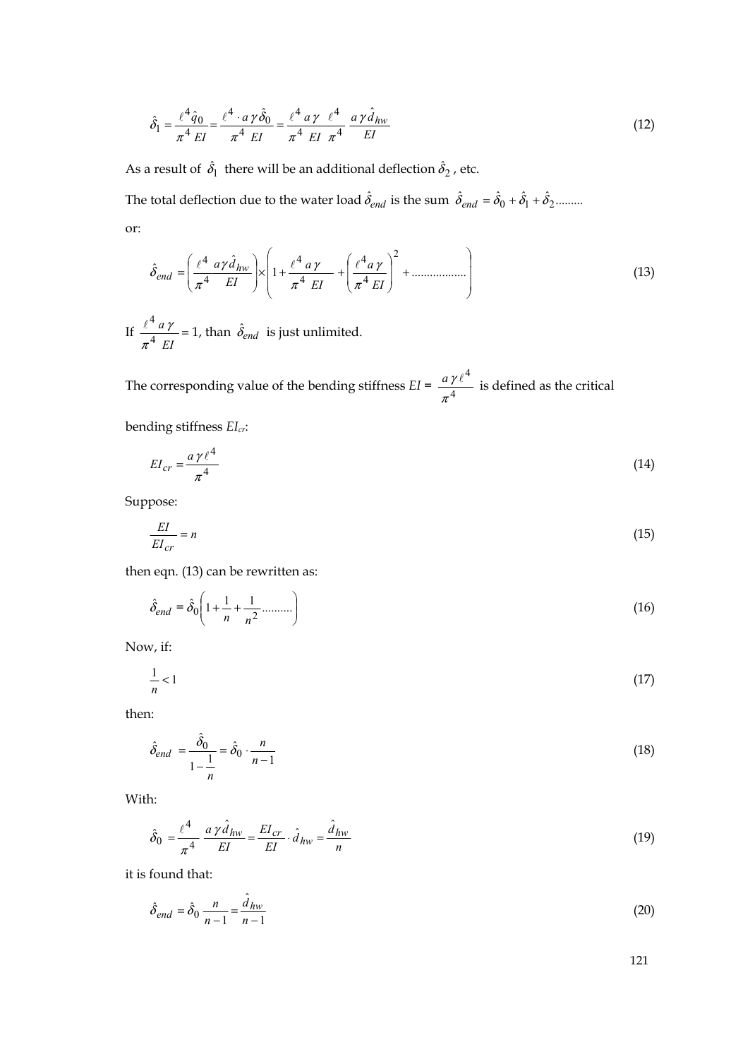$$\hat{\delta}_1 = \frac{\ell^4 \hat{q}_0}{\pi^4 EI} = \frac{\ell^4 \cdot a\gamma\hat{\delta}_0}{\pi^4 EI} = \frac{\ell^4}{\pi^4}\frac{a\gamma}{EI}\frac{\ell^4}{\pi^4}\frac{a\gamma\hat{d}_{hw}}{EI} \tag{12}$$

As a result of $\hat{\delta}_1$ there will be an additional deflection $\hat{\delta}_2$, etc.

The total deflection due to the water load $\hat{\delta}_{end}$ is the sum $\hat{\delta}_{end} = \hat{\delta}_0 + \hat{\delta}_1 + \hat{\delta}_2$.........

or:

$$\hat{\delta}_{end} = \left(\frac{\ell^4}{\pi^4}\frac{a\gamma\hat{d}_{hw}}{EI}\right) \times \left(1 + \frac{\ell^4}{\pi^4}\frac{a\gamma}{EI} + \left(\frac{\ell^4}{\pi^4}\frac{a\gamma}{EI}\right)^2 + ..................\right) \tag{13}$$

If $\frac{\ell^4}{\pi^4}\frac{a\gamma}{EI} = 1$, than $\hat{\delta}_{end}$ is just unlimited.

The corresponding value of the bending stiffness $EI = \frac{a\gamma\ell^4}{\pi^4}$ is defined as the critical bending stiffness $EI_{cr}$:

$$EI_{cr} = \frac{a\gamma\ell^4}{\pi^4} \tag{14}$$

Suppose:

$$\frac{EI}{EI_{cr}} = n \tag{15}$$

then eqn. (13) can be rewritten as:

$$\hat{\delta}_{end} = \hat{\delta}_0\left(1 + \frac{1}{n} + \frac{1}{n^2}..........\right) \tag{16}$$

Now, if:

$$\frac{1}{n} < 1 \tag{17}$$

then:

$$\hat{\delta}_{end} = \frac{\hat{\delta}_0}{1 - \frac{1}{n}} = \hat{\delta}_0 \cdot \frac{n}{n-1} \tag{18}$$

With:

$$\hat{\delta}_0 = \frac{\ell^4}{\pi^4}\frac{a\gamma\hat{d}_{hw}}{EI} = \frac{EI_{cr}}{EI} \cdot \hat{d}_{hw} = \frac{\hat{d}_{hw}}{n} \tag{19}$$

it is found that:

$$\hat{\delta}_{end} = \hat{\delta}_0 \frac{n}{n-1} = \frac{\hat{d}_{hw}}{n-1} \tag{20}$$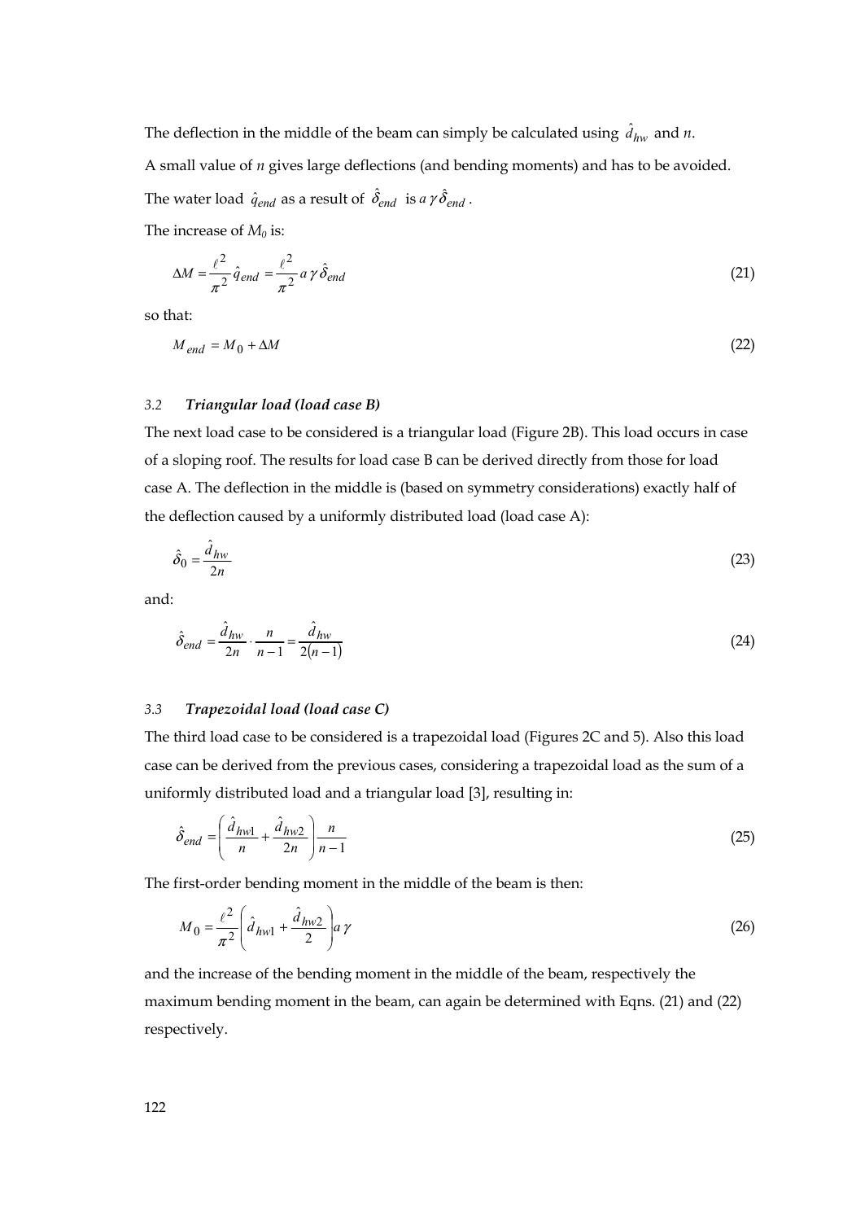The deflection in the middle of the beam can simply be calculated using $\hat{d}_{hw}$ and $n$.

A small value of $n$ gives large deflections (and bending moments) and has to be avoided.

The water load $\hat{q}_{end}$ as a result of $\hat{\delta}_{end}$ is $a\,\gamma\,\hat{\delta}_{end}$.

The increase of $M_0$ is:

$$\Delta M = \frac{\ell^2}{\pi^2}\hat{q}_{end} = \frac{\ell^2}{\pi^2}a\,\gamma\,\hat{\delta}_{end} \tag{21}$$

so that:

$$M_{end} = M_0 + \Delta M \tag{22}$$

### 3.2 *Triangular load (load case B)*

The next load case to be considered is a triangular load (Figure 2B). This load occurs in case of a sloping roof. The results for load case B can be derived directly from those for load case A. The deflection in the middle is (based on symmetry considerations) exactly half of the deflection caused by a uniformly distributed load (load case A):

$$\hat{\delta}_0 = \frac{\hat{d}_{hw}}{2n} \tag{23}$$

and:

$$\hat{\delta}_{end} = \frac{\hat{d}_{hw}}{2n}\cdot\frac{n}{n-1} = \frac{\hat{d}_{hw}}{2(n-1)} \tag{24}$$

### 3.3 *Trapezoidal load (load case C)*

The third load case to be considered is a trapezoidal load (Figures 2C and 5). Also this load case can be derived from the previous cases, considering a trapezoidal load as the sum of a uniformly distributed load and a triangular load [3], resulting in:

$$\hat{\delta}_{end} = \left(\frac{\hat{d}_{hw1}}{n} + \frac{\hat{d}_{hw2}}{2n}\right)\frac{n}{n-1} \tag{25}$$

The first-order bending moment in the middle of the beam is then:

$$M_0 = \frac{\ell^2}{\pi^2}\left(\hat{d}_{hw1} + \frac{\hat{d}_{hw2}}{2}\right)a\,\gamma \tag{26}$$

and the increase of the bending moment in the middle of the beam, respectively the maximum bending moment in the beam, can again be determined with Eqns. (21) and (22) respectively.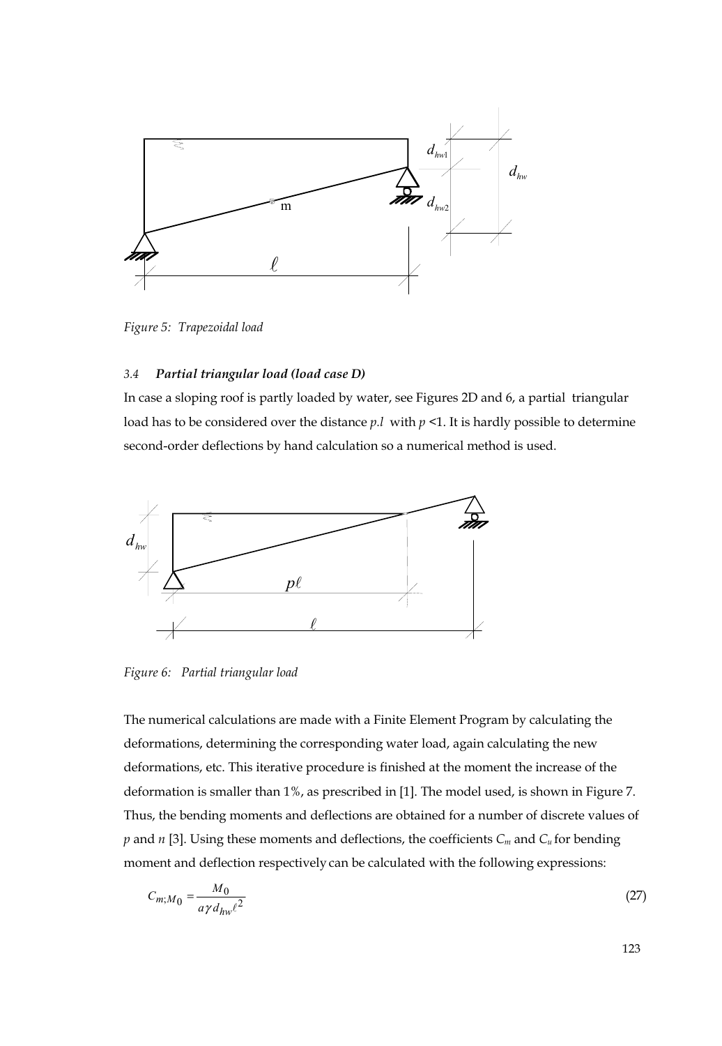Figure 5: *Trapezoidal load*

### 3.4 *Partial triangular load (load case D)*

In case a sloping roof is partly loaded by water, see Figures 2D and 6, a partial triangular load has to be considered over the distance *p.l* with $p$ <1. It is hardly possible to determine second-order deflections by hand calculation so a numerical method is used.

Figure 6: *Partial triangular load*

The numerical calculations are made with a Finite Element Program by calculating the deformations, determining the corresponding water load, again calculating the new deformations, etc. This iterative procedure is finished at the moment the increase of the deformation is smaller than 1%, as prescribed in [1]. The model used, is shown in Figure 7. Thus, the bending moments and deflections are obtained for a number of discrete values of $p$ and $n$ [3]. Using these moments and deflections, the coefficients $C_m$ and $C_u$ for bending moment and deflection respectively can be calculated with the following expressions:

$$C_{m;M_0} = \frac{M_0}{a\gamma d_{hw}\ell^2} \tag{27}$$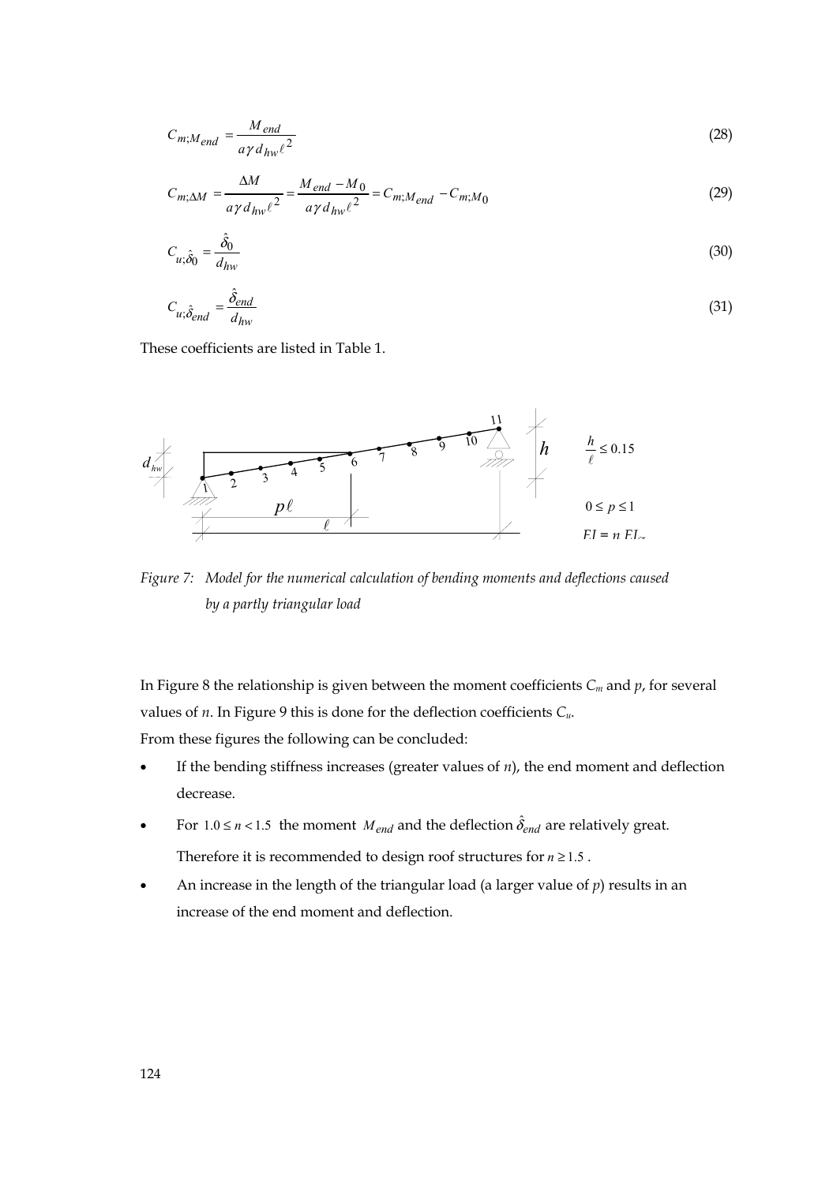$$C_{m;M_{end}} = \frac{M_{end}}{a\gamma d_{hw}\ell^2} \tag{28}$$

$$C_{m;\Delta M} = \frac{\Delta M}{a\gamma d_{hw}\ell^2} = \frac{M_{end} - M_0}{a\gamma d_{hw}\ell^2} = C_{m;M_{end}} - C_{m;M_0} \tag{29}$$

$$C_{u;\hat{\delta}_0} = \frac{\hat{\delta}_0}{d_{hw}} \tag{30}$$

$$C_{u;\hat{\delta}_{end}} = \frac{\hat{\delta}_{end}}{d_{hw}} \tag{31}$$

These coefficients are listed in Table 1.

*Figure 7: Model for the numerical calculation of bending moments and deflections caused by a partly triangular load*

In Figure 8 the relationship is given between the moment coefficients $C_m$ and $p$, for several values of $n$. In Figure 9 this is done for the deflection coefficients $C_u$.

From these figures the following can be concluded:

- If the bending stiffness increases (greater values of $n$), the end moment and deflection decrease.
- For $1.0 \leq n < 1.5$ the moment $M_{end}$ and the deflection $\hat{\delta}_{end}$ are relatively great. Therefore it is recommended to design roof structures for $n \geq 1.5$ .
- An increase in the length of the triangular load (a larger value of $p$) results in an increase of the end moment and deflection.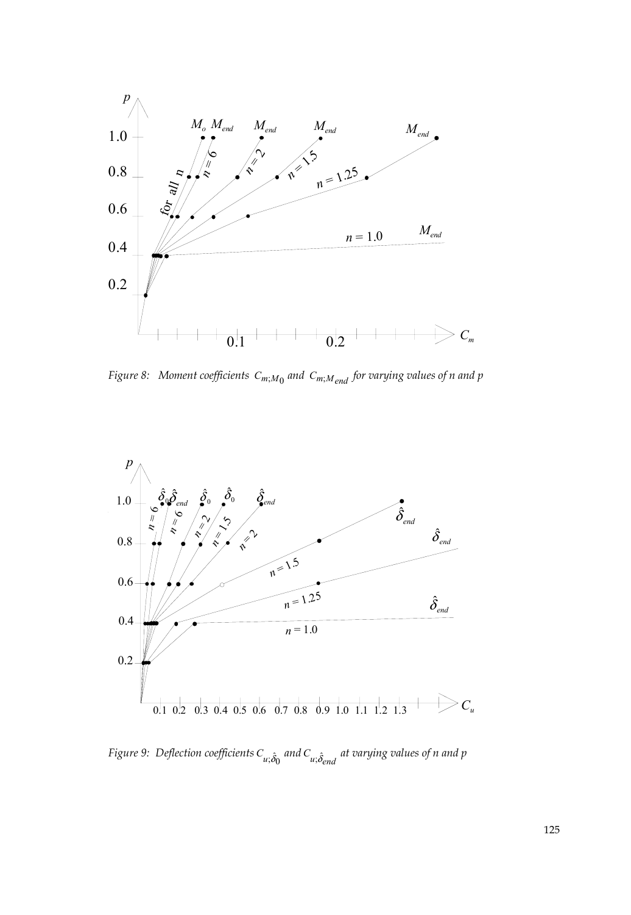Figure 8: Moment coefficients $C_{m;M_0}$ and $C_{m;M_{end}}$ for varying values of n and p

Figure 9: Deflection coefficients $C_{u;\hat{\delta}_0}$ and $C_{u;\hat{\delta}_{end}}$ at varying values of n and p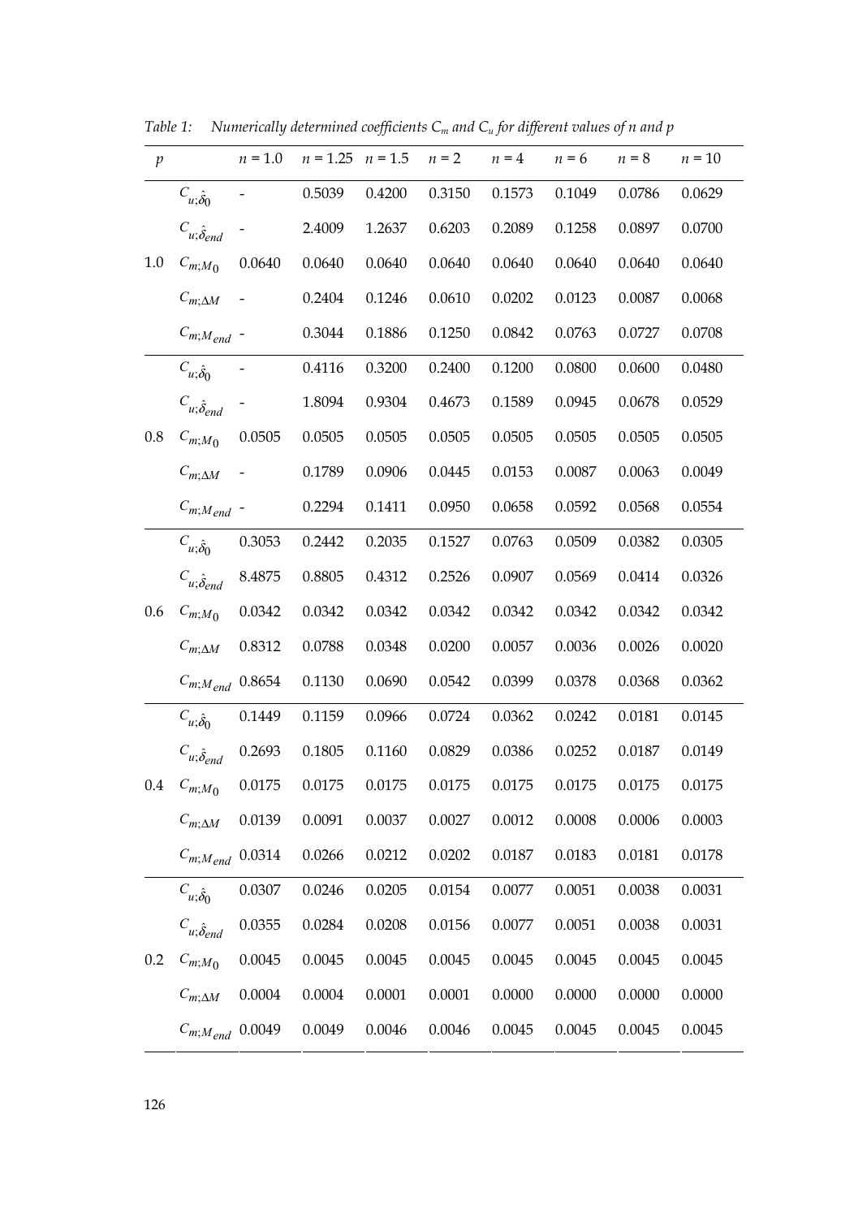*Table 1: Numerically determined coefficients $C_m$ and $C_u$ for different values of n and p*

| $p$ | | $n = 1.0$ | $n = 1.25$ | $n = 1.5$ | $n = 2$ | $n = 4$ | $n = 6$ | $n = 8$ | $n = 10$ |
|---|---|---|---|---|---|---|---|---|---|
| 1.0 | $C_{u;\hat{\delta}_0}$ | - | 0.5039 | 0.4200 | 0.3150 | 0.1573 | 0.1049 | 0.0786 | 0.0629 |
| | $C_{u;\hat{\delta}_{end}}$ | - | 2.4009 | 1.2637 | 0.6203 | 0.2089 | 0.1258 | 0.0897 | 0.0700 |
| | $C_{m;M_0}$ | 0.0640 | 0.0640 | 0.0640 | 0.0640 | 0.0640 | 0.0640 | 0.0640 | 0.0640 |
| | $C_{m;\Delta M}$ | - | 0.2404 | 0.1246 | 0.0610 | 0.0202 | 0.0123 | 0.0087 | 0.0068 |
| | $C_{m;M_{end}}$ | - | 0.3044 | 0.1886 | 0.1250 | 0.0842 | 0.0763 | 0.0727 | 0.0708 |
| 0.8 | $C_{u;\hat{\delta}_0}$ | - | 0.4116 | 0.3200 | 0.2400 | 0.1200 | 0.0800 | 0.0600 | 0.0480 |
| | $C_{u;\hat{\delta}_{end}}$ | - | 1.8094 | 0.9304 | 0.4673 | 0.1589 | 0.0945 | 0.0678 | 0.0529 |
| | $C_{m;M_0}$ | 0.0505 | 0.0505 | 0.0505 | 0.0505 | 0.0505 | 0.0505 | 0.0505 | 0.0505 |
| | $C_{m;\Delta M}$ | - | 0.1789 | 0.0906 | 0.0445 | 0.0153 | 0.0087 | 0.0063 | 0.0049 |
| | $C_{m;M_{end}}$ | - | 0.2294 | 0.1411 | 0.0950 | 0.0658 | 0.0592 | 0.0568 | 0.0554 |
| 0.6 | $C_{u;\hat{\delta}_0}$ | 0.3053 | 0.2442 | 0.2035 | 0.1527 | 0.0763 | 0.0509 | 0.0382 | 0.0305 |
| | $C_{u;\hat{\delta}_{end}}$ | 8.4875 | 0.8805 | 0.4312 | 0.2526 | 0.0907 | 0.0569 | 0.0414 | 0.0326 |
| | $C_{m;M_0}$ | 0.0342 | 0.0342 | 0.0342 | 0.0342 | 0.0342 | 0.0342 | 0.0342 | 0.0342 |
| | $C_{m;\Delta M}$ | 0.8312 | 0.0788 | 0.0348 | 0.0200 | 0.0057 | 0.0036 | 0.0026 | 0.0020 |
| | $C_{m;M_{end}}$ | 0.8654 | 0.1130 | 0.0690 | 0.0542 | 0.0399 | 0.0378 | 0.0368 | 0.0362 |
| 0.4 | $C_{u;\hat{\delta}_0}$ | 0.1449 | 0.1159 | 0.0966 | 0.0724 | 0.0362 | 0.0242 | 0.0181 | 0.0145 |
| | $C_{u;\hat{\delta}_{end}}$ | 0.2693 | 0.1805 | 0.1160 | 0.0829 | 0.0386 | 0.0252 | 0.0187 | 0.0149 |
| | $C_{m;M_0}$ | 0.0175 | 0.0175 | 0.0175 | 0.0175 | 0.0175 | 0.0175 | 0.0175 | 0.0175 |
| | $C_{m;\Delta M}$ | 0.0139 | 0.0091 | 0.0037 | 0.0027 | 0.0012 | 0.0008 | 0.0006 | 0.0003 |
| | $C_{m;M_{end}}$ | 0.0314 | 0.0266 | 0.0212 | 0.0202 | 0.0187 | 0.0183 | 0.0181 | 0.0178 |
| 0.2 | $C_{u;\hat{\delta}_0}$ | 0.0307 | 0.0246 | 0.0205 | 0.0154 | 0.0077 | 0.0051 | 0.0038 | 0.0031 |
| | $C_{u;\hat{\delta}_{end}}$ | 0.0355 | 0.0284 | 0.0208 | 0.0156 | 0.0077 | 0.0051 | 0.0038 | 0.0031 |
| | $C_{m;M_0}$ | 0.0045 | 0.0045 | 0.0045 | 0.0045 | 0.0045 | 0.0045 | 0.0045 | 0.0045 |
| | $C_{m;\Delta M}$ | 0.0004 | 0.0004 | 0.0001 | 0.0001 | 0.0000 | 0.0000 | 0.0000 | 0.0000 |
| | $C_{m;M_{end}}$ | 0.0049 | 0.0049 | 0.0046 | 0.0046 | 0.0045 | 0.0045 | 0.0045 | 0.0045 |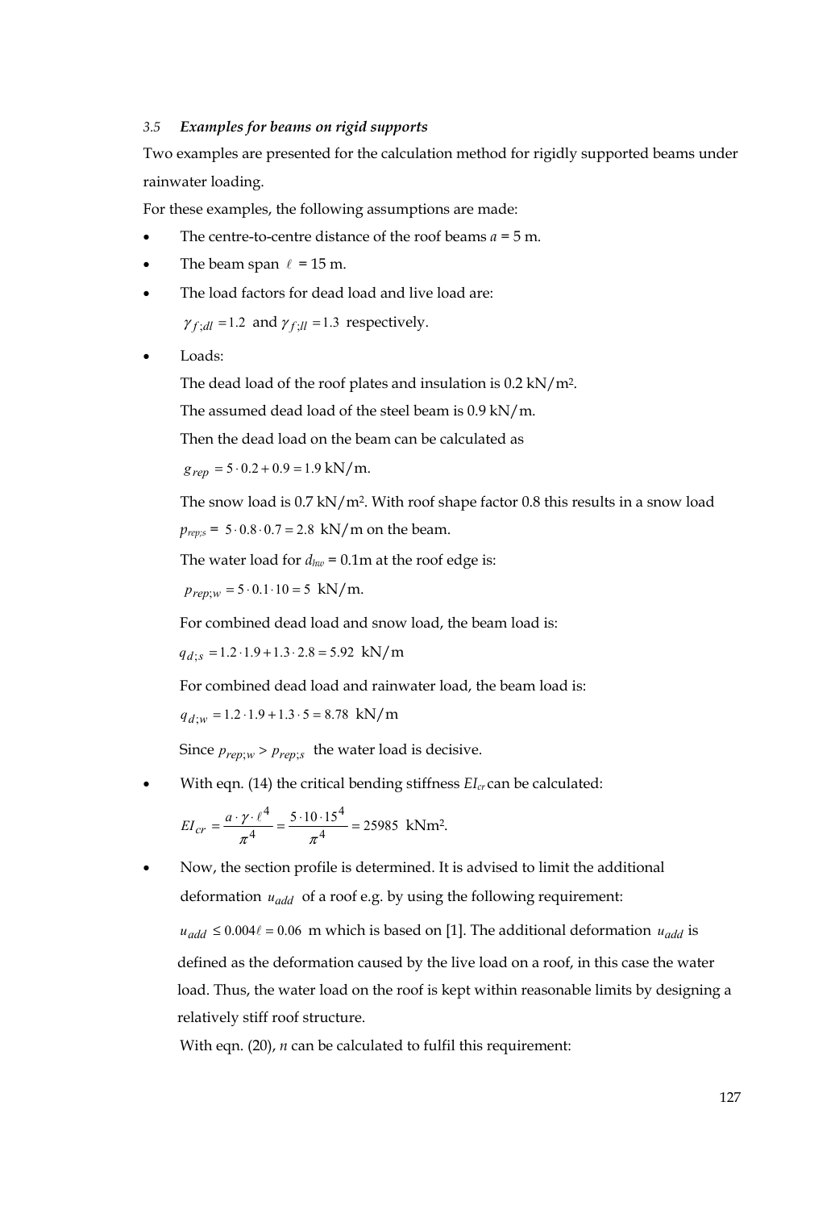### *3.5 Examples for beams on rigid supports*

Two examples are presented for the calculation method for rigidly supported beams under rainwater loading.

For these examples, the following assumptions are made:

- The centre-to-centre distance of the roof beams $a$ = 5 m.
- The beam span $\ell$ = 15 m.
- The load factors for dead load and live load are:

  $\gamma_{f;dl} = 1.2$ and $\gamma_{f;ll} = 1.3$ respectively.

- Loads:

  The dead load of the roof plates and insulation is 0.2 kN/m².

  The assumed dead load of the steel beam is 0.9 kN/m.

  Then the dead load on the beam can be calculated as

  $g_{rep} = 5 \cdot 0.2 + 0.9 = 1.9$ kN/m.

  The snow load is 0.7 kN/m². With roof shape factor 0.8 this results in a snow load $p_{rep;s} = 5 \cdot 0.8 \cdot 0.7 = 2.8$ kN/m on the beam.

  The water load for $d_{hw}$ = 0.1m at the roof edge is:

  $p_{rep;w} = 5 \cdot 0.1 \cdot 10 = 5$ kN/m.

  For combined dead load and snow load, the beam load is:

  $q_{d;s} = 1.2 \cdot 1.9 + 1.3 \cdot 2.8 = 5.92$ kN/m

  For combined dead load and rainwater load, the beam load is:

  $q_{d;w} = 1.2 \cdot 1.9 + 1.3 \cdot 5 = 8.78$ kN/m

  Since $p_{rep;w} > p_{rep;s}$ the water load is decisive.

- With eqn. (14) the critical bending stiffness $EI_{cr}$ can be calculated:

  $$EI_{cr} = \frac{a \cdot \gamma \cdot \ell^4}{\pi^4} = \frac{5 \cdot 10 \cdot 15^4}{\pi^4} = 25985 \text{ kNm}^2.$$

- Now, the section profile is determined. It is advised to limit the additional deformation $u_{add}$ of a roof e.g. by using the following requirement:

  $u_{add} \leq 0.004\ell = 0.06$ m which is based on [1]. The additional deformation $u_{add}$ is defined as the deformation caused by the live load on a roof, in this case the water load. Thus, the water load on the roof is kept within reasonable limits by designing a relatively stiff roof structure.

  With eqn. (20), $n$ can be calculated to fulfil this requirement: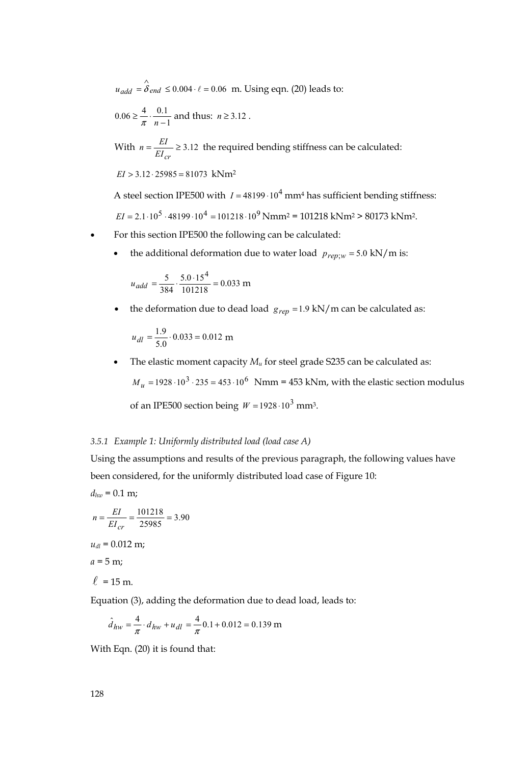$u_{add} = \hat{\delta}_{end} \leq 0.004 \cdot \ell = 0.06$ m. Using eqn. (20) leads to:

$0.06 \geq \frac{4}{\pi} \cdot \frac{0.1}{n-1}$ and thus: $n \geq 3.12$ .

With $n = \frac{EI}{EI_{cr}} \geq 3.12$ the required bending stiffness can be calculated:

$EI > 3.12 \cdot 25985 = 81073$ kNm²

A steel section IPE500 with $I = 48199 \cdot 10^4$ mm⁴ has sufficient bending stiffness:

$EI = 2.1 \cdot 10^5 \cdot 48199 \cdot 10^4 = 101218 \cdot 10^9$ Nmm² = 101218 kNm² > 80173 kNm².

- For this section IPE500 the following can be calculated:
  - the additional deformation due to water load $p_{rep;w} = 5.0$ kN/m is:

    $$u_{add} = \frac{5}{384} \cdot \frac{5.0 \cdot 15^4}{101218} = 0.033 \text{ m}$$

  - the deformation due to dead load $g_{rep} = 1.9$ kN/m can be calculated as:

    $$u_{dl} = \frac{1.9}{5.0} \cdot 0.033 = 0.012 \text{ m}$$

  - The elastic moment capacity $M_u$ for steel grade S235 can be calculated as:

    $M_u = 1928 \cdot 10^3 \cdot 235 = 453 \cdot 10^6$ Nmm = 453 kNm, with the elastic section modulus of an IPE500 section being $W = 1928 \cdot 10^3$ mm³.

### 3.5.1 *Example 1: Uniformly distributed load (load case A)*

Using the assumptions and results of the previous paragraph, the following values have been considered, for the uniformly distributed load case of Figure 10:

$d_{hw}$ = 0.1 m;

$n = \frac{EI}{EI_{cr}} = \frac{101218}{25985} = 3.90$

$u_{dl}$ = 0.012 m;

$a$ = 5 m;

$\ell$ = 15 m.

Equation (3), adding the deformation due to dead load, leads to:

$$\hat{d}_{hw} = \frac{4}{\pi} \cdot d_{hw} + u_{dl} = \frac{4}{\pi} 0.1 + 0.012 = 0.139 \text{ m}$$

With Eqn. (20) it is found that: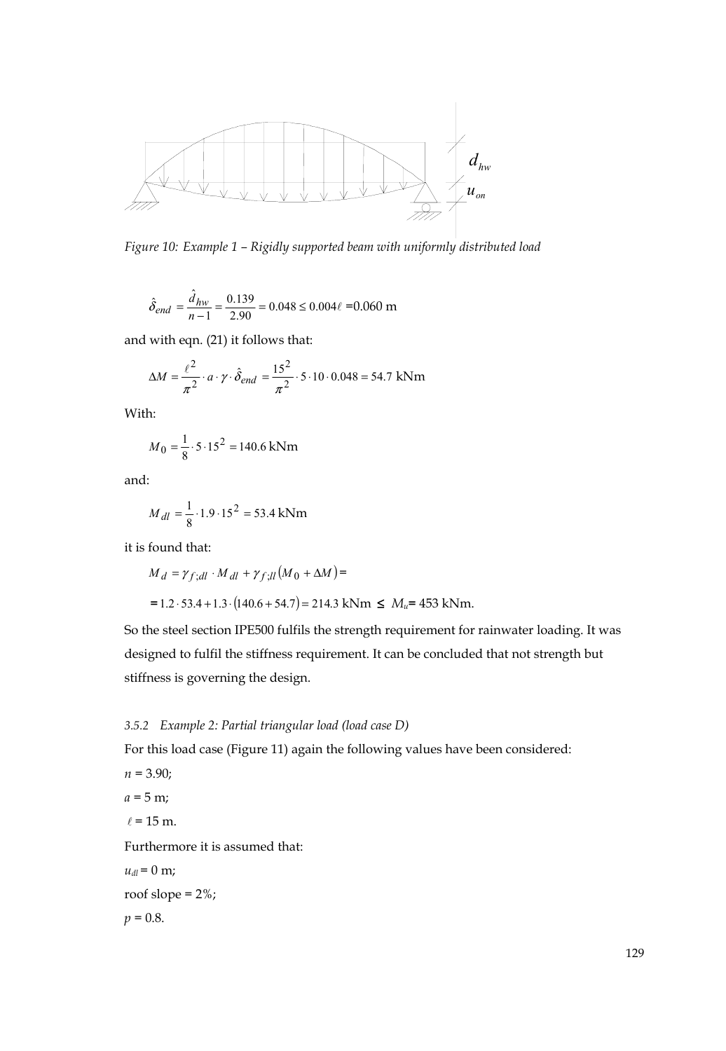*Figure 10: Example 1 – Rigidly supported beam with uniformly distributed load*

$$\hat{\delta}_{end} = \frac{\hat{d}_{hw}}{n-1} = \frac{0.139}{2.90} = 0.048 \leq 0.004\ell = 0.060 \text{ m}$$

and with eqn. (21) it follows that:

$$\Delta M = \frac{\ell^2}{\pi^2} \cdot a \cdot \gamma \cdot \hat{\delta}_{end} = \frac{15^2}{\pi^2} \cdot 5 \cdot 10 \cdot 0.048 = 54.7 \text{ kNm}$$

With:

$$M_0 = \frac{1}{8} \cdot 5 \cdot 15^2 = 140.6 \text{ kNm}$$

and:

$$M_{dl} = \frac{1}{8} \cdot 1.9 \cdot 15^2 = 53.4 \text{ kNm}$$

it is found that:

$$M_d = \gamma_{f;dl} \cdot M_{dl} + \gamma_{f;ll}(M_0 + \Delta M) =$$

$$= 1.2 \cdot 53.4 + 1.3 \cdot (140.6 + 54.7) = 214.3 \text{ kNm} \leq M_u = 453 \text{ kNm}.$$

So the steel section IPE500 fulfils the strength requirement for rainwater loading. It was designed to fulfil the stiffness requirement. It can be concluded that not strength but stiffness is governing the design.

### *3.5.2 Example 2: Partial triangular load (load case D)*

For this load case (Figure 11) again the following values have been considered:

$n = 3.90$;

$a = 5$ m;

$\ell = 15$ m.

Furthermore it is assumed that:

$u_{dl} = 0$ m;

roof slope = 2%;

$p = 0.8$.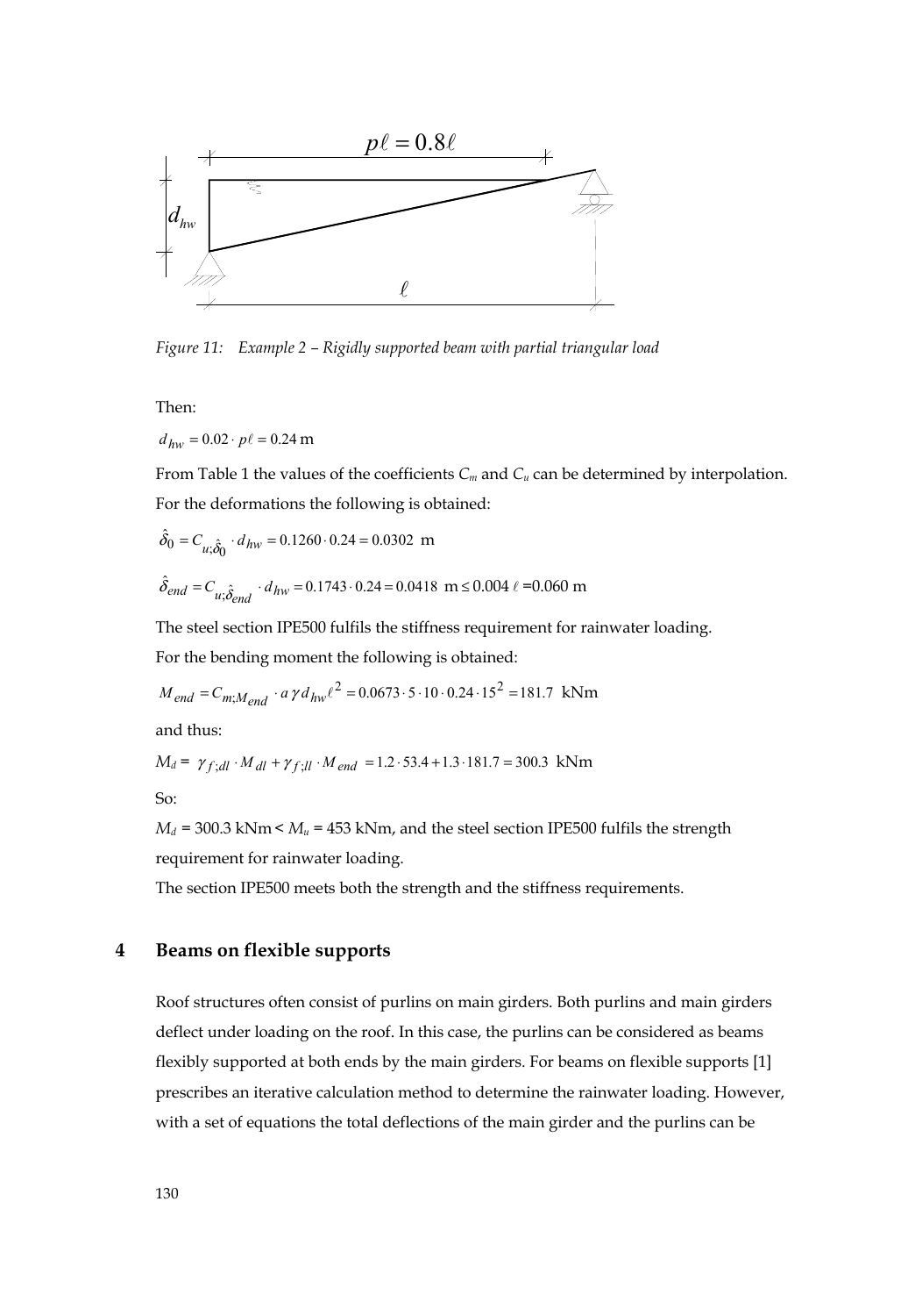*Figure 11: Example 2 – Rigidly supported beam with partial triangular load*

Then:

$$d_{hw} = 0.02 \cdot p\ell = 0.24 \text{ m}$$

From Table 1 the values of the coefficients $C_m$ and $C_u$ can be determined by interpolation.
For the deformations the following is obtained:

$$\hat{\delta}_0 = C_{u;\hat{\delta}_0} \cdot d_{hw} = 0.1260 \cdot 0.24 = 0.0302 \text{ m}$$

$$\hat{\delta}_{end} = C_{u;\hat{\delta}_{end}} \cdot d_{hw} = 0.1743 \cdot 0.24 = 0.0418 \text{ m} \leq 0.004\,\ell = 0.060 \text{ m}$$

The steel section IPE500 fulfils the stiffness requirement for rainwater loading.
For the bending moment the following is obtained:

$$M_{end} = C_{m;M_{end}} \cdot a\,\gamma\, d_{hw}\ell^2 = 0.0673 \cdot 5 \cdot 10 \cdot 0.24 \cdot 15^2 = 181.7 \text{ kNm}$$

and thus:

$$M_d = \gamma_{f;dl} \cdot M_{dl} + \gamma_{f;ll} \cdot M_{end} = 1.2 \cdot 53.4 + 1.3 \cdot 181.7 = 300.3 \text{ kNm}$$

So:

$M_d = 300.3$ kNm $< M_u = 453$ kNm, and the steel section IPE500 fulfils the strength requirement for rainwater loading.

The section IPE500 meets both the strength and the stiffness requirements.

## 4 Beams on flexible supports

Roof structures often consist of purlins on main girders. Both purlins and main girders deflect under loading on the roof. In this case, the purlins can be considered as beams flexibly supported at both ends by the main girders. For beams on flexible supports [1] prescribes an iterative calculation method to determine the rainwater loading. However, with a set of equations the total deflections of the main girder and the purlins can be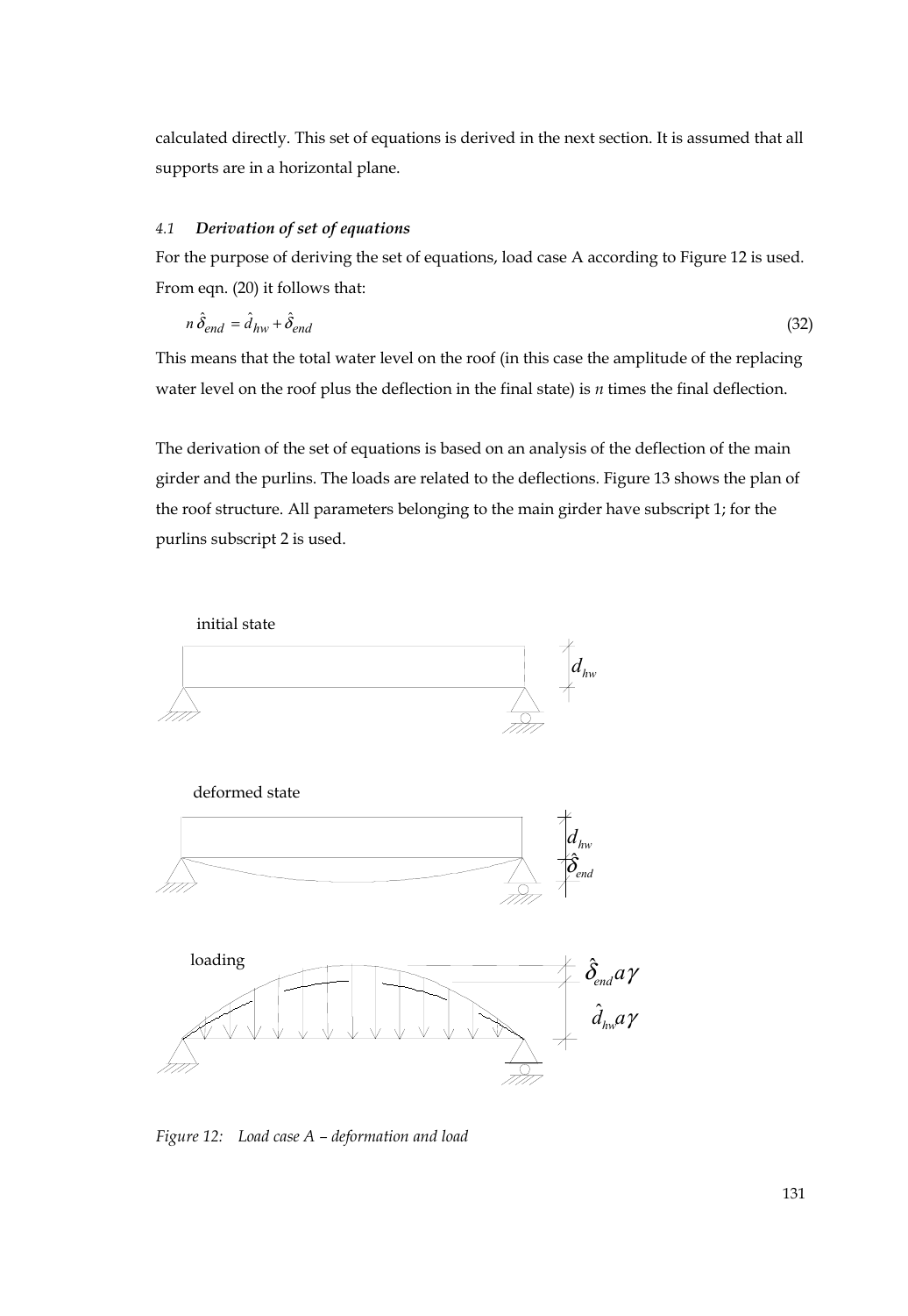calculated directly. This set of equations is derived in the next section. It is assumed that all supports are in a horizontal plane.

### *4.1 Derivation of set of equations*

For the purpose of deriving the set of equations, load case A according to Figure 12 is used. From eqn. (20) it follows that:

$$n\,\hat{\delta}_{end} = \hat{d}_{hw} + \hat{\delta}_{end} \tag{32}$$

This means that the total water level on the roof (in this case the amplitude of the replacing water level on the roof plus the deflection in the final state) is $n$ times the final deflection.

The derivation of the set of equations is based on an analysis of the deflection of the main girder and the purlins. The loads are related to the deflections. Figure 13 shows the plan of the roof structure. All parameters belonging to the main girder have subscript 1; for the purlins subscript 2 is used.

initial state

$d_{hw}$

deformed state

$d_{hw}$

$\hat{\delta}_{end}$

loading

$\hat{\delta}_{end} a \gamma$

$\hat{d}_{hw} a \gamma$

*Figure 12: Load case A – deformation and load*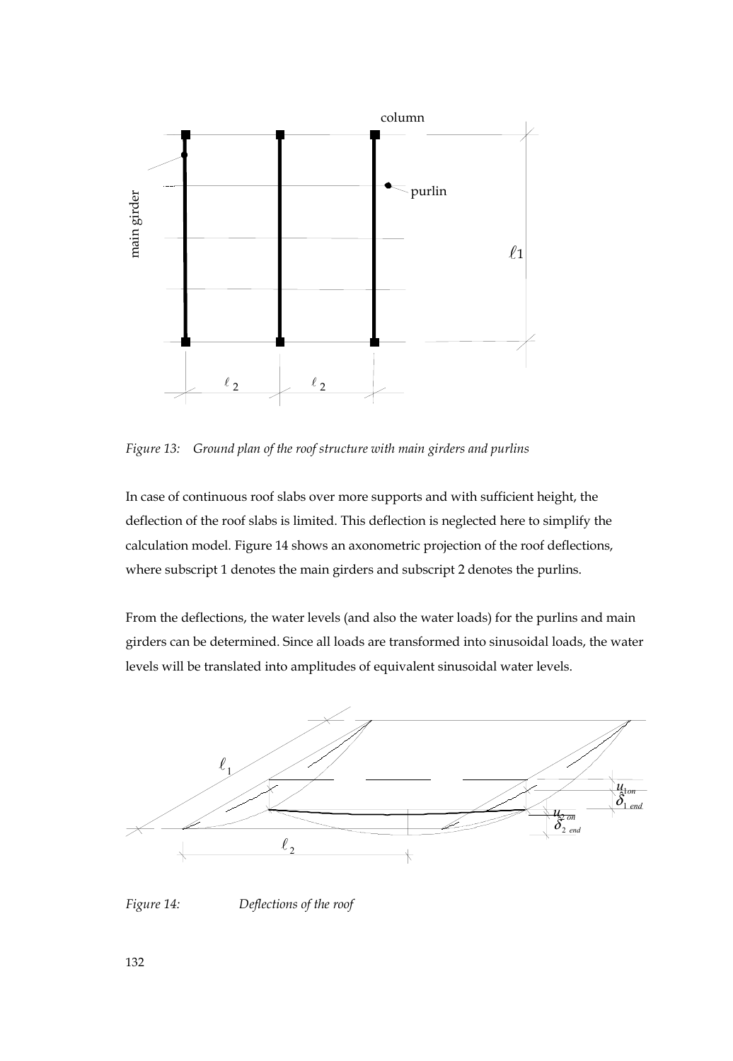*Figure 13: Ground plan of the roof structure with main girders and purlins*

In case of continuous roof slabs over more supports and with sufficient height, the deflection of the roof slabs is limited. This deflection is neglected here to simplify the calculation model. Figure 14 shows an axonometric projection of the roof deflections, where subscript 1 denotes the main girders and subscript 2 denotes the purlins.

From the deflections, the water levels (and also the water loads) for the purlins and main girders can be determined. Since all loads are transformed into sinusoidal loads, the water levels will be translated into amplitudes of equivalent sinusoidal water levels.

*Figure 14: Deflections of the roof*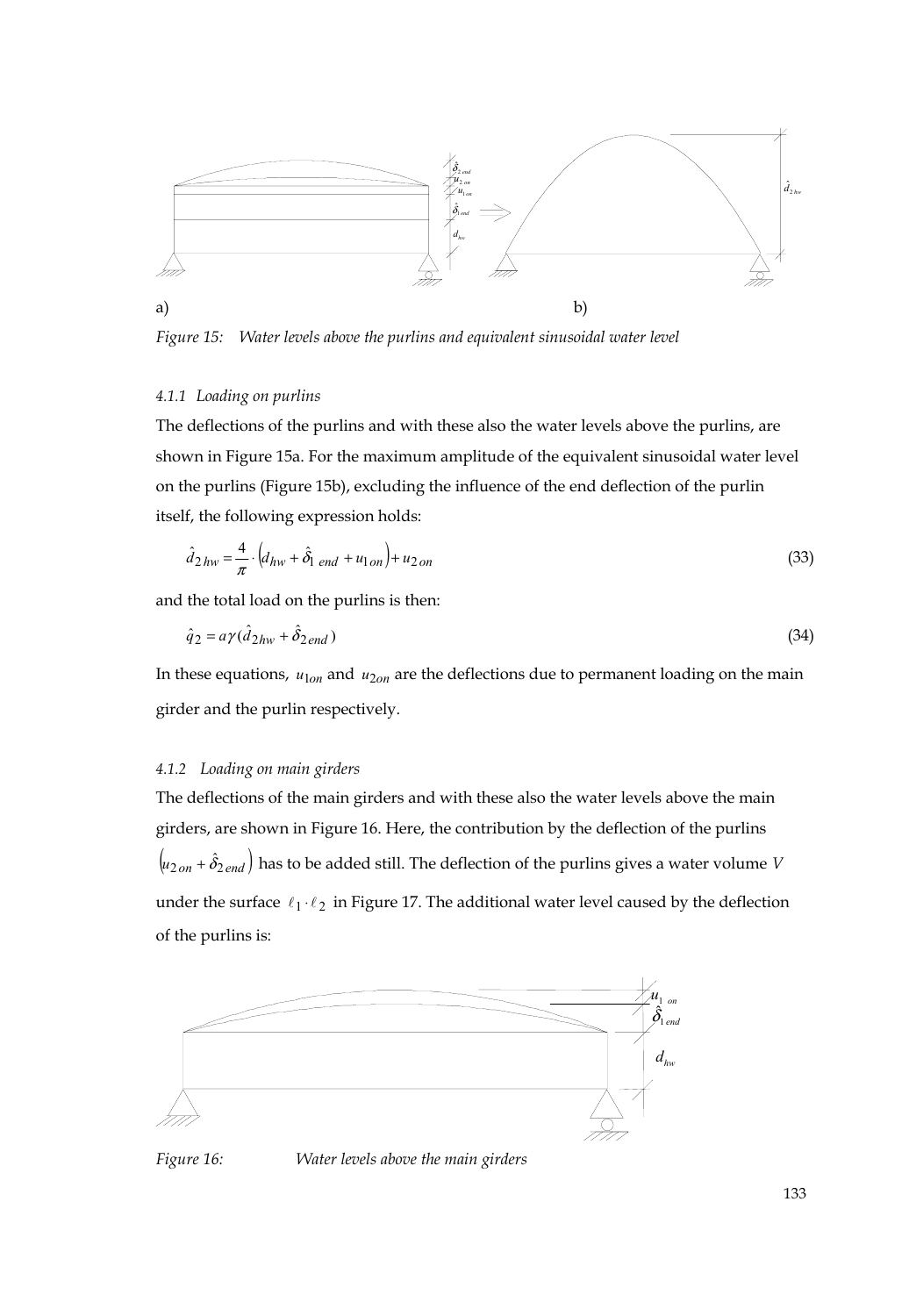a) b)

*Figure 15: Water levels above the purlins and equivalent sinusoidal water level*

### 4.1.1 Loading on purlins

The deflections of the purlins and with these also the water levels above the purlins, are shown in Figure 15a. For the maximum amplitude of the equivalent sinusoidal water level on the purlins (Figure 15b), excluding the influence of the end deflection of the purlin itself, the following expression holds:

$$\hat{d}_{2hw} = \frac{4}{\pi} \cdot \left(d_{hw} + \hat{\delta}_{1\,end} + u_{1on}\right) + u_{2on} \tag{33}$$

and the total load on the purlins is then:

$$\hat{q}_2 = a\gamma(\hat{d}_{2hw} + \hat{\delta}_{2end}) \tag{34}$$

In these equations, $u_{1on}$ and $u_{2on}$ are the deflections due to permanent loading on the main girder and the purlin respectively.

### 4.1.2 Loading on main girders

The deflections of the main girders and with these also the water levels above the main girders, are shown in Figure 16. Here, the contribution by the deflection of the purlins $\left(u_{2on} + \hat{\delta}_{2end}\right)$ has to be added still. The deflection of the purlins gives a water volume $V$ under the surface $\ell_1 \cdot \ell_2$ in Figure 17. The additional water level caused by the deflection of the purlins is:

*Figure 16: Water levels above the main girders*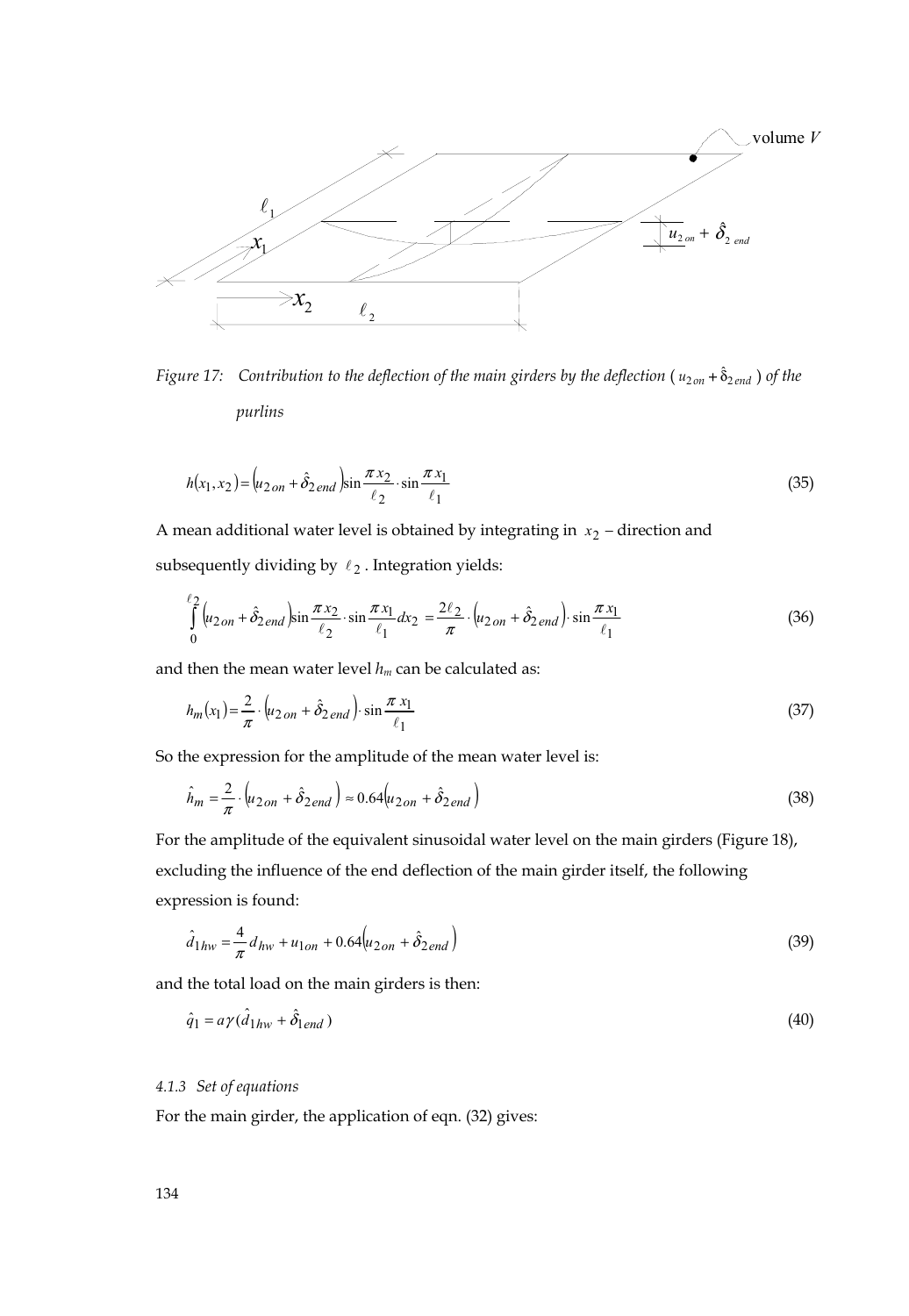Figure 17: Contribution to the deflection of the main girders by the deflection ($u_{2on} + \hat{\delta}_{2end}$) of the purlins

$$h(x_1, x_2) = \left(u_{2on} + \hat{\delta}_{2end}\right) \sin\frac{\pi x_2}{\ell_2} \cdot \sin\frac{\pi x_1}{\ell_1} \tag{35}$$

A mean additional water level is obtained by integrating in $x_2$ – direction and subsequently dividing by $\ell_2$. Integration yields:

$$\int_0^{\ell_2} \left(u_{2on} + \hat{\delta}_{2end}\right) \sin\frac{\pi x_2}{\ell_2} \cdot \sin\frac{\pi x_1}{\ell_1} dx_2 = \frac{2\ell_2}{\pi} \cdot \left(u_{2on} + \hat{\delta}_{2end}\right) \cdot \sin\frac{\pi x_1}{\ell_1} \tag{36}$$

and then the mean water level $h_m$ can be calculated as:

$$h_m(x_1) = \frac{2}{\pi} \cdot \left(u_{2on} + \hat{\delta}_{2end}\right) \cdot \sin\frac{\pi x_1}{\ell_1} \tag{37}$$

So the expression for the amplitude of the mean water level is:

$$\hat{h}_m = \frac{2}{\pi} \cdot \left(u_{2on} + \hat{\delta}_{2end}\right) \approx 0.64\left(u_{2on} + \hat{\delta}_{2end}\right) \tag{38}$$

For the amplitude of the equivalent sinusoidal water level on the main girders (Figure 18), excluding the influence of the end deflection of the main girder itself, the following expression is found:

$$\hat{d}_{1hw} = \frac{4}{\pi} d_{hw} + u_{1on} + 0.64\left(u_{2on} + \hat{\delta}_{2end}\right) \tag{39}$$

and the total load on the main girders is then:

$$\hat{q}_1 = a\gamma(\hat{d}_{1hw} + \hat{\delta}_{1end}) \tag{40}$$

### *4.1.3 Set of equations*

For the main girder, the application of eqn. (32) gives: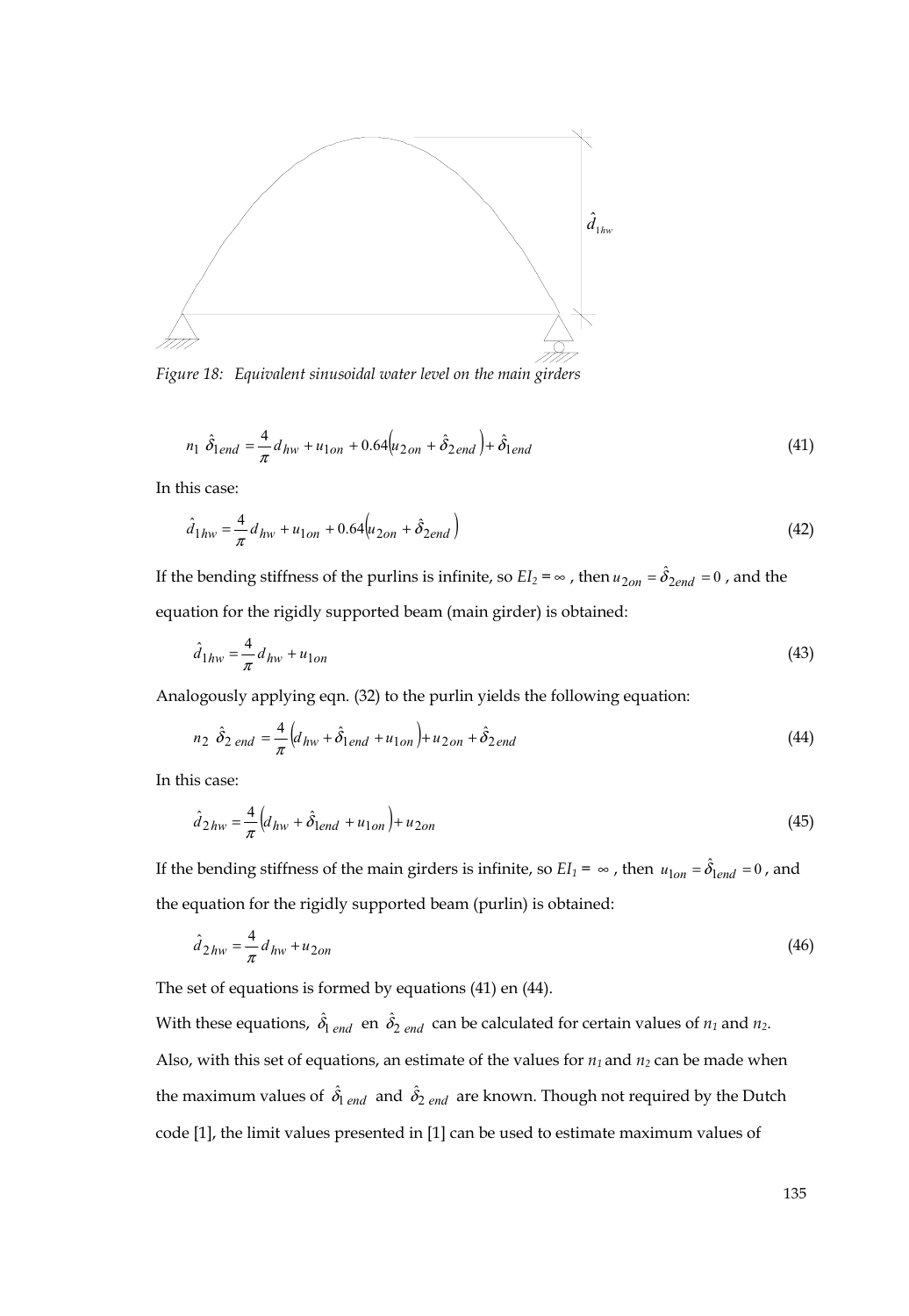Figure 18: Equivalent sinusoidal water level on the main girders

$$n_1 \; \hat{\delta}_{1end} = \frac{4}{\pi} d_{hw} + u_{1on} + 0.64\left(u_{2on} + \hat{\delta}_{2end}\right) + \hat{\delta}_{1end} \tag{41}$$

In this case:

$$\hat{d}_{1hw} = \frac{4}{\pi} d_{hw} + u_{1on} + 0.64\left(u_{2on} + \hat{\delta}_{2end}\right) \tag{42}$$

If the bending stiffness of the purlins is infinite, so $EI_2 = \infty$ , then $u_{2on} = \hat{\delta}_{2end} = 0$ , and the equation for the rigidly supported beam (main girder) is obtained:

$$\hat{d}_{1hw} = \frac{4}{\pi} d_{hw} + u_{1on} \tag{43}$$

Analogously applying eqn. (32) to the purlin yields the following equation:

$$n_2 \; \hat{\delta}_{2\,end} = \frac{4}{\pi}\left(d_{hw} + \hat{\delta}_{1end} + u_{1on}\right) + u_{2on} + \hat{\delta}_{2end} \tag{44}$$

In this case:

$$\hat{d}_{2hw} = \frac{4}{\pi}\left(d_{hw} + \hat{\delta}_{1end} + u_{1on}\right) + u_{2on} \tag{45}$$

If the bending stiffness of the main girders is infinite, so $EI_1 = \infty$ , then $u_{1on} = \hat{\delta}_{1end} = 0$ , and the equation for the rigidly supported beam (purlin) is obtained:

$$\hat{d}_{2hw} = \frac{4}{\pi} d_{hw} + u_{2on} \tag{46}$$

The set of equations is formed by equations (41) en (44).

With these equations, $\hat{\delta}_{1\,end}$ en $\hat{\delta}_{2\,end}$ can be calculated for certain values of $n_1$ and $n_2$. Also, with this set of equations, an estimate of the values for $n_1$ and $n_2$ can be made when the maximum values of $\hat{\delta}_{1\,end}$ and $\hat{\delta}_{2\,end}$ are known. Though not required by the Dutch code [1], the limit values presented in [1] can be used to estimate maximum values of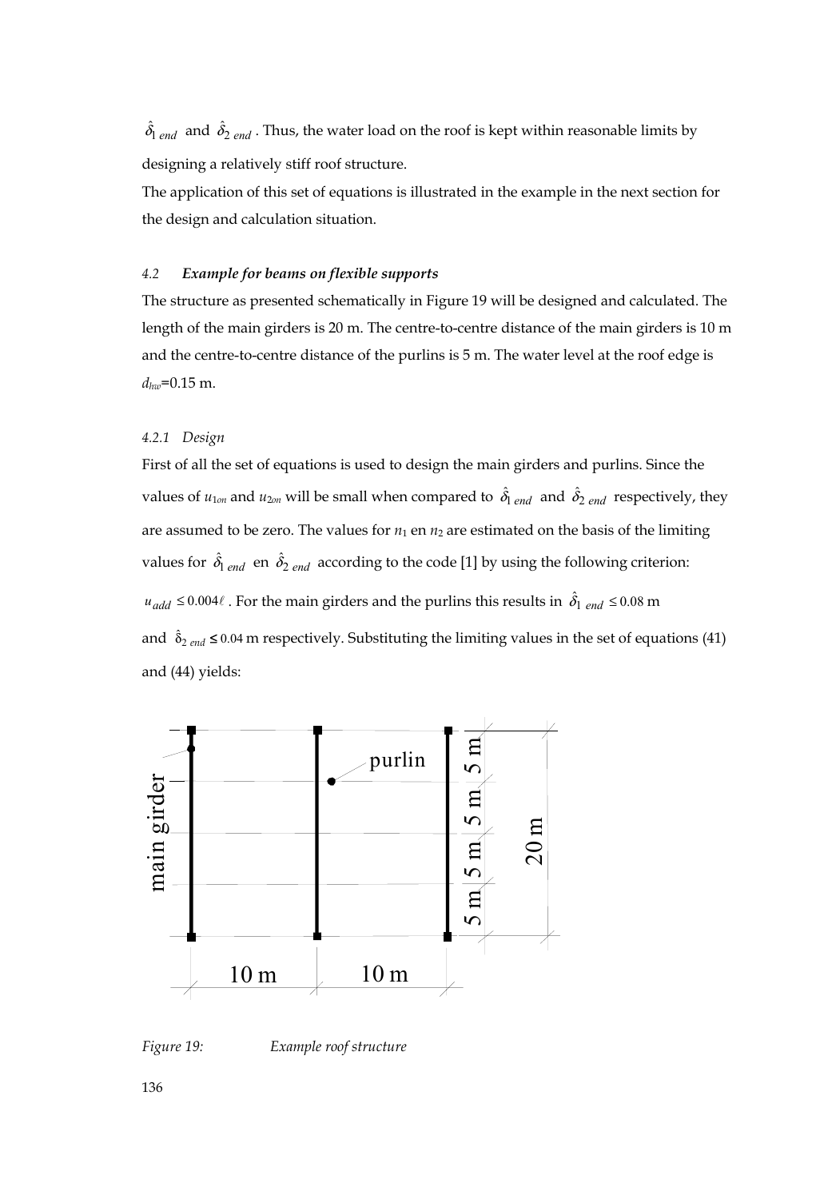$\hat{\delta}_{1\,end}$ and $\hat{\delta}_{2\,end}$. Thus, the water load on the roof is kept within reasonable limits by designing a relatively stiff roof structure.

The application of this set of equations is illustrated in the example in the next section for the design and calculation situation.

### 4.2 *Example for beams on flexible supports*

The structure as presented schematically in Figure 19 will be designed and calculated. The length of the main girders is 20 m. The centre-to-centre distance of the main girders is 10 m and the centre-to-centre distance of the purlins is 5 m. The water level at the roof edge is $d_{hw}$=0.15 m.

#### 4.2.1 *Design*

First of all the set of equations is used to design the main girders and purlins. Since the values of $u_{1on}$ and $u_{2on}$ will be small when compared to $\hat{\delta}_{1\,end}$ and $\hat{\delta}_{2\,end}$ respectively, they are assumed to be zero. The values for $n_1$ en $n_2$ are estimated on the basis of the limiting values for $\hat{\delta}_{1\,end}$ en $\hat{\delta}_{2\,end}$ according to the code [1] by using the following criterion: $u_{add} \leq 0.004\ell$. For the main girders and the purlins this results in $\hat{\delta}_{1\,end} \leq 0.08$ m and $\hat{\delta}_{2\,end} \leq 0.04$ m respectively. Substituting the limiting values in the set of equations (41) and (44) yields:

*Figure 19:* *Example roof structure*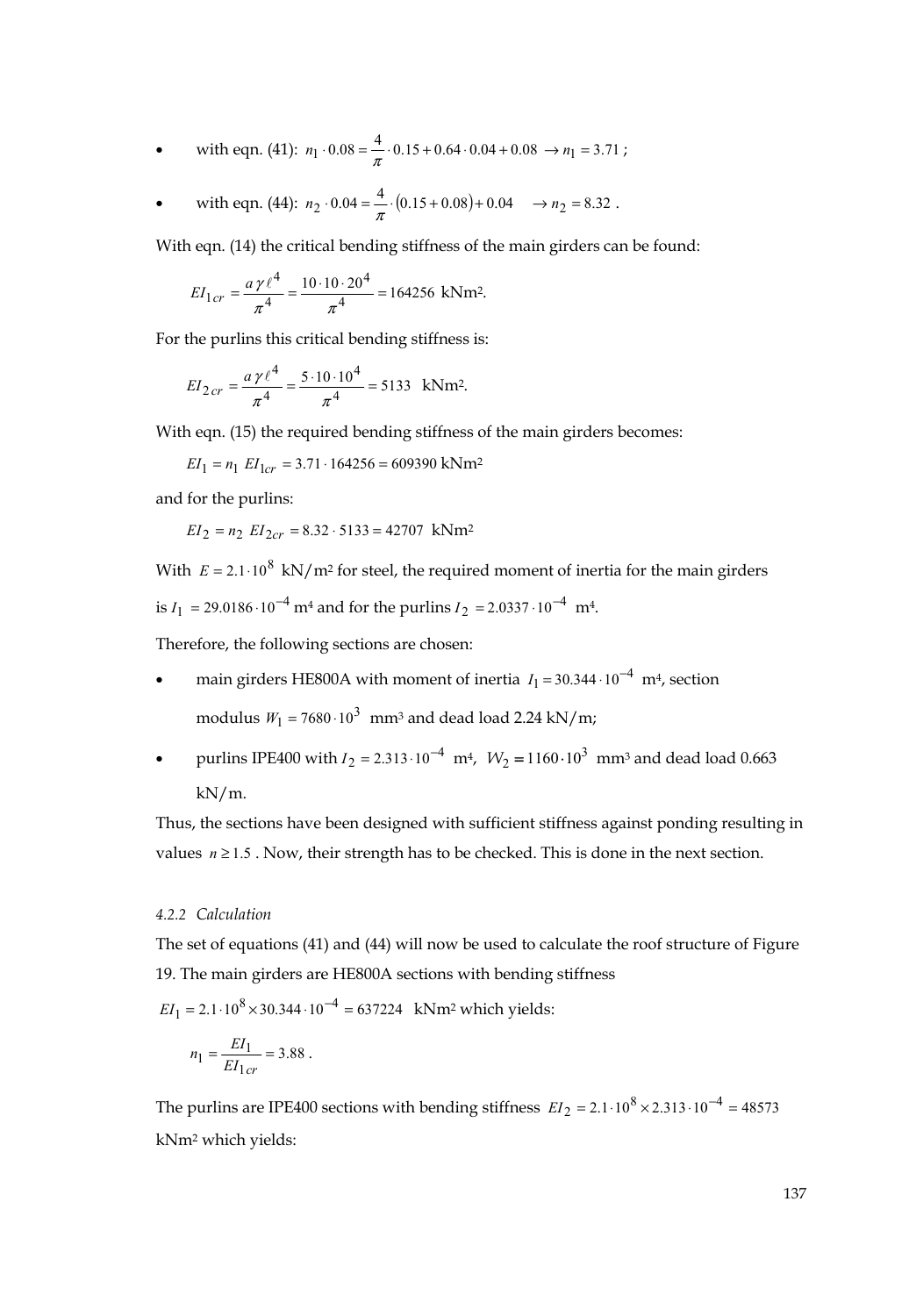- with eqn. (41): $n_1 \cdot 0.08 = \frac{4}{\pi} \cdot 0.15 + 0.64 \cdot 0.04 + 0.08 \;\rightarrow n_1 = 3.71$ ;

- with eqn. (44): $n_2 \cdot 0.04 = \frac{4}{\pi} \cdot (0.15 + 0.08) + 0.04 \quad \rightarrow n_2 = 8.32$ .

With eqn. (14) the critical bending stiffness of the main girders can be found:

$$EI_{1\,cr} = \frac{a\,\gamma\,\ell^4}{\pi^4} = \frac{10 \cdot 10 \cdot 20^4}{\pi^4} = 164256 \text{ kNm}^2.$$

For the purlins this critical bending stiffness is:

$$EI_{2\,cr} = \frac{a\,\gamma\,\ell^4}{\pi^4} = \frac{5 \cdot 10 \cdot 10^4}{\pi^4} = 5133 \text{ kNm}^2.$$

With eqn. (15) the required bending stiffness of the main girders becomes:

$$EI_1 = n_1\ EI_{1cr} = 3.71 \cdot 164256 = 609390 \text{ kNm}^2$$

and for the purlins:

$$EI_2 = n_2\ EI_{2cr} = 8.32 \cdot 5133 = 42707 \text{ kNm}^2$$

With $E = 2.1 \cdot 10^8$ kN/m² for steel, the required moment of inertia for the main girders is $I_1 = 29.0186 \cdot 10^{-4}$ m⁴ and for the purlins $I_2 = 2.0337 \cdot 10^{-4}$ m⁴.

Therefore, the following sections are chosen:

- main girders HE800A with moment of inertia $I_1 = 30.344 \cdot 10^{-4}$ m⁴, section modulus $W_1 = 7680 \cdot 10^3$ mm³ and dead load 2.24 kN/m;
- purlins IPE400 with $I_2 = 2.313 \cdot 10^{-4}$ m⁴, $W_2 = 1160 \cdot 10^3$ mm³ and dead load 0.663 kN/m.

Thus, the sections have been designed with sufficient stiffness against ponding resulting in values $n \geq 1.5$ . Now, their strength has to be checked. This is done in the next section.

#### *4.2.2 Calculation*

The set of equations (41) and (44) will now be used to calculate the roof structure of Figure 19. The main girders are HE800A sections with bending stiffness $EI_1 = 2.1 \cdot 10^8 \times 30.344 \cdot 10^{-4} = 637224$ kNm² which yields:

$$n_1 = \frac{EI_1}{EI_{1\,cr}} = 3.88 \,.$$

The purlins are IPE400 sections with bending stiffness $EI_2 = 2.1 \cdot 10^8 \times 2.313 \cdot 10^{-4} = 48573$ kNm² which yields: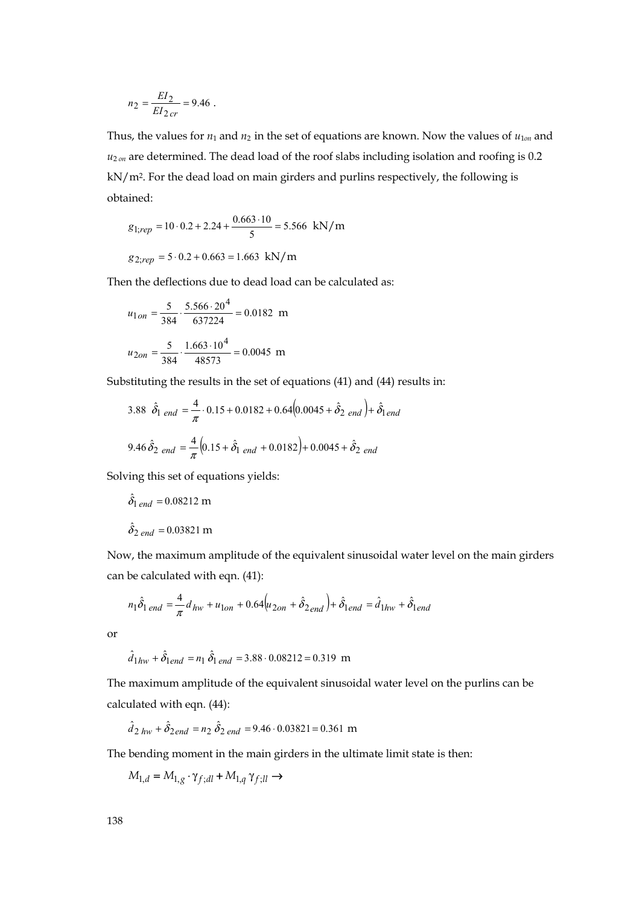$$n_2 = \frac{EI_2}{EI_{2\,cr}} = 9.46 \;.$$

Thus, the values for $n_1$ and $n_2$ in the set of equations are known. Now the values of $u_{1on}$ and $u_{2\,on}$ are determined. The dead load of the roof slabs including isolation and roofing is 0.2 kN/m². For the dead load on main girders and purlins respectively, the following is obtained:

$$g_{1;rep} = 10 \cdot 0.2 + 2.24 + \frac{0.663 \cdot 10}{5} = 5.566 \;\text{ kN/m}$$

$$g_{2;rep} = 5 \cdot 0.2 + 0.663 = 1.663 \;\text{ kN/m}$$

Then the deflections due to dead load can be calculated as:

$$u_{1on} = \frac{5}{384} \cdot \frac{5.566 \cdot 20^4}{637224} = 0.0182 \;\text{ m}$$

$$u_{2on} = \frac{5}{384} \cdot \frac{1.663 \cdot 10^4}{48573} = 0.0045 \;\text{ m}$$

Substituting the results in the set of equations (41) and (44) results in:

$$3.88 \;\hat{\delta}_{1\;end} = \frac{4}{\pi} \cdot 0.15 + 0.0182 + 0.64\left(0.0045 + \hat{\delta}_{2\;end}\right) + \hat{\delta}_{1\,end}$$

$$9.46\,\hat{\delta}_{2\;end} = \frac{4}{\pi}\left(0.15 + \hat{\delta}_{1\;end} + 0.0182\right) + 0.0045 + \hat{\delta}_{2\;end}$$

Solving this set of equations yields:

$$\hat{\delta}_{1\;end} = 0.08212 \text{ m}$$

$$\hat{\delta}_{2\;end} = 0.03821 \text{ m}$$

Now, the maximum amplitude of the equivalent sinusoidal water level on the main girders can be calculated with eqn. (41):

$$n_1 \hat{\delta}_{1\;end} = \frac{4}{\pi} d_{hw} + u_{1on} + 0.64\left(u_{2on} + \hat{\delta}_{2end}\right) + \hat{\delta}_{1end} = \hat{d}_{1hw} + \hat{\delta}_{1end}$$

or

$$\hat{d}_{1hw} + \hat{\delta}_{1end} = n_1\,\hat{\delta}_{1\;end} = 3.88 \cdot 0.08212 = 0.319 \;\text{ m}$$

The maximum amplitude of the equivalent sinusoidal water level on the purlins can be calculated with eqn. (44):

$$\hat{d}_{2\;hw} + \hat{\delta}_{2end} = n_2\,\hat{\delta}_{2\;end} = 9.46 \cdot 0.03821 = 0.361 \;\text{ m}$$

The bending moment in the main girders in the ultimate limit state is then:

$$M_{1,d} = M_{1,g} \cdot \gamma_{f;dl} + M_{1,q}\,\gamma_{f;ll} \rightarrow$$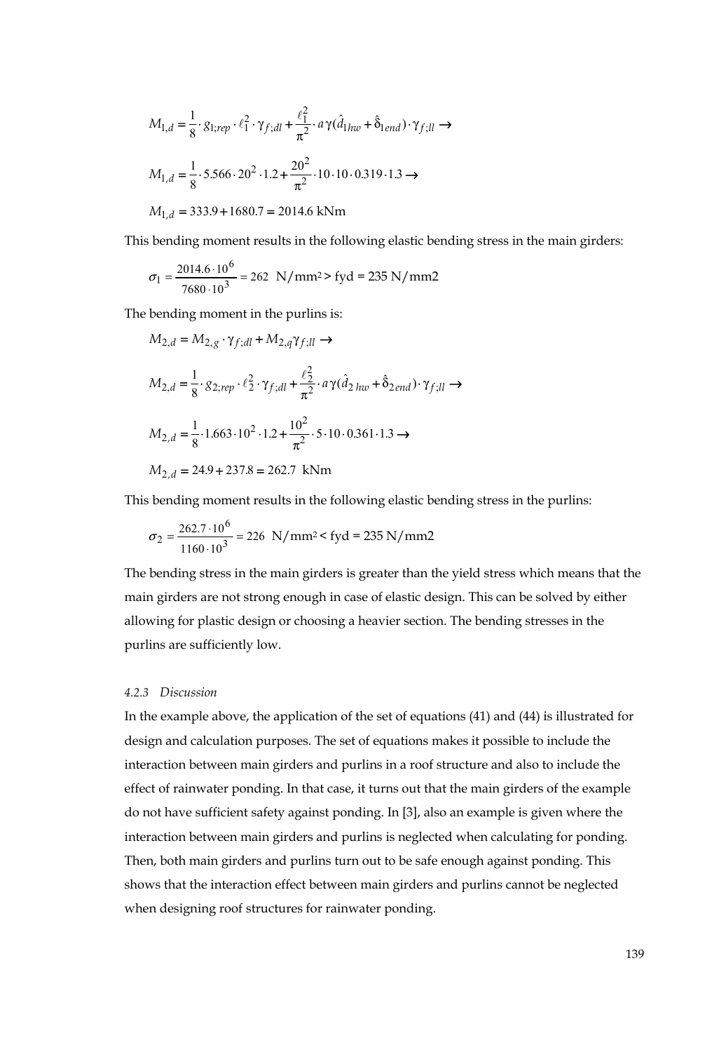$$M_{1,d} = \frac{1}{8} \cdot g_{1;rep} \cdot \ell_1^2 \cdot \gamma_{f;dl} + \frac{\ell_1^2}{\pi^2} \cdot a\gamma(\hat{d}_{1hw} + \hat{\delta}_{1end}) \cdot \gamma_{f;ll} \rightarrow$$

$$M_{1,d} = \frac{1}{8} \cdot 5.566 \cdot 20^2 \cdot 1.2 + \frac{20^2}{\pi^2} \cdot 10 \cdot 10 \cdot 0.319 \cdot 1.3 \rightarrow$$

$$M_{1,d} = 333.9 + 1680.7 = 2014.6 \text{ kNm}$$

This bending moment results in the following elastic bending stress in the main girders:

$$\sigma_1 = \frac{2014.6 \cdot 10^6}{7680 \cdot 10^3} = 262 \text{ N/mm}^2 > \text{fyd} = 235 \text{ N/mm2}$$

The bending moment in the purlins is:

$$M_{2,d} = M_{2,g} \cdot \gamma_{f;dl} + M_{2,q}\gamma_{f;ll} \rightarrow$$

$$M_{2,d} = \frac{1}{8} \cdot g_{2;rep} \cdot \ell_2^2 \cdot \gamma_{f;dl} + \frac{\ell_2^2}{\pi^2} \cdot a\gamma(\hat{d}_{2\,hw} + \hat{\delta}_{2end}) \cdot \gamma_{f;ll} \rightarrow$$

$$M_{2,d} = \frac{1}{8} \cdot 1.663 \cdot 10^2 \cdot 1.2 + \frac{10^2}{\pi^2} \cdot 5 \cdot 10 \cdot 0.361 \cdot 1.3 \rightarrow$$

$$M_{2,d} = 24.9 + 237.8 = 262.7 \text{ kNm}$$

This bending moment results in the following elastic bending stress in the purlins:

$$\sigma_2 = \frac{262.7 \cdot 10^6}{1160 \cdot 10^3} = 226 \text{ N/mm}^2 < \text{fyd} = 235 \text{ N/mm2}$$

The bending stress in the main girders is greater than the yield stress which means that the main girders are not strong enough in case of elastic design. This can be solved by either allowing for plastic design or choosing a heavier section. The bending stresses in the purlins are sufficiently low.

#### *4.2.3 Discussion*

In the example above, the application of the set of equations (41) and (44) is illustrated for design and calculation purposes. The set of equations makes it possible to include the interaction between main girders and purlins in a roof structure and also to include the effect of rainwater ponding. In that case, it turns out that the main girders of the example do not have sufficient safety against ponding. In [3], also an example is given where the interaction between main girders and purlins is neglected when calculating for ponding. Then, both main girders and purlins turn out to be safe enough against ponding. This shows that the interaction effect between main girders and purlins cannot be neglected when designing roof structures for rainwater ponding.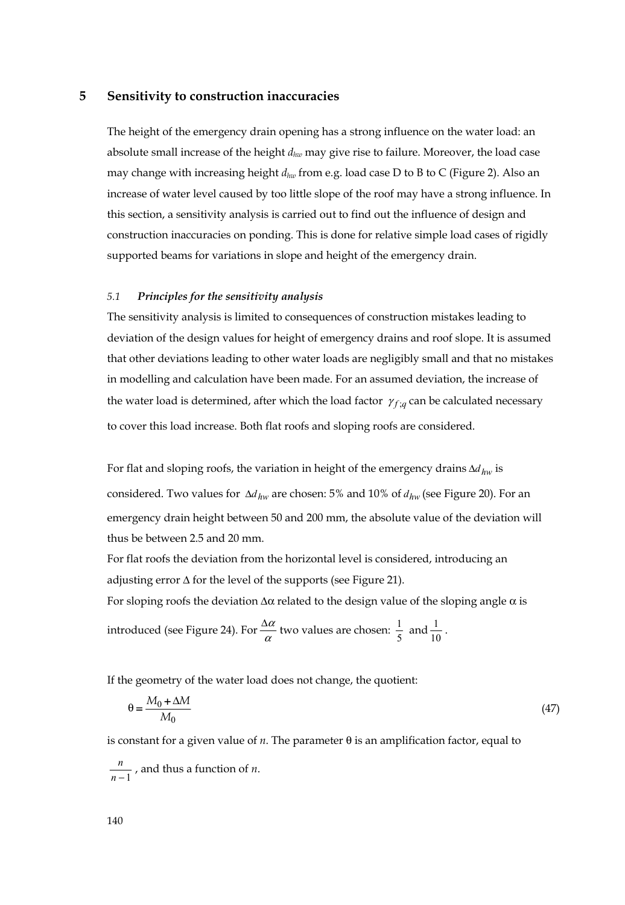# 5 Sensitivity to construction inaccuracies

The height of the emergency drain opening has a strong influence on the water load: an absolute small increase of the height $d_{hw}$ may give rise to failure. Moreover, the load case may change with increasing height $d_{hw}$ from e.g. load case D to B to C (Figure 2). Also an increase of water level caused by too little slope of the roof may have a strong influence. In this section, a sensitivity analysis is carried out to find out the influence of design and construction inaccuracies on ponding. This is done for relative simple load cases of rigidly supported beams for variations in slope and height of the emergency drain.

## 5.1 *Principles for the sensitivity analysis*

The sensitivity analysis is limited to consequences of construction mistakes leading to deviation of the design values for height of emergency drains and roof slope. It is assumed that other deviations leading to other water loads are negligibly small and that no mistakes in modelling and calculation have been made. For an assumed deviation, the increase of the water load is determined, after which the load factor $\gamma_{f;q}$ can be calculated necessary to cover this load increase. Both flat roofs and sloping roofs are considered.

For flat and sloping roofs, the variation in height of the emergency drains $\Delta d_{hw}$ is considered. Two values for $\Delta d_{hw}$ are chosen: 5% and 10% of $d_{hw}$ (see Figure 20). For an emergency drain height between 50 and 200 mm, the absolute value of the deviation will thus be between 2.5 and 20 mm.
For flat roofs the deviation from the horizontal level is considered, introducing an adjusting error $\Delta$ for the level of the supports (see Figure 21).
For sloping roofs the deviation $\Delta\alpha$ related to the design value of the sloping angle $\alpha$ is introduced (see Figure 24). For $\frac{\Delta\alpha}{\alpha}$ two values are chosen: $\frac{1}{5}$ and $\frac{1}{10}$.

If the geometry of the water load does not change, the quotient:

$$\theta = \frac{M_0 + \Delta M}{M_0} \tag{47}$$

is constant for a given value of $n$. The parameter $\theta$ is an amplification factor, equal to $\frac{n}{n-1}$, and thus a function of $n$.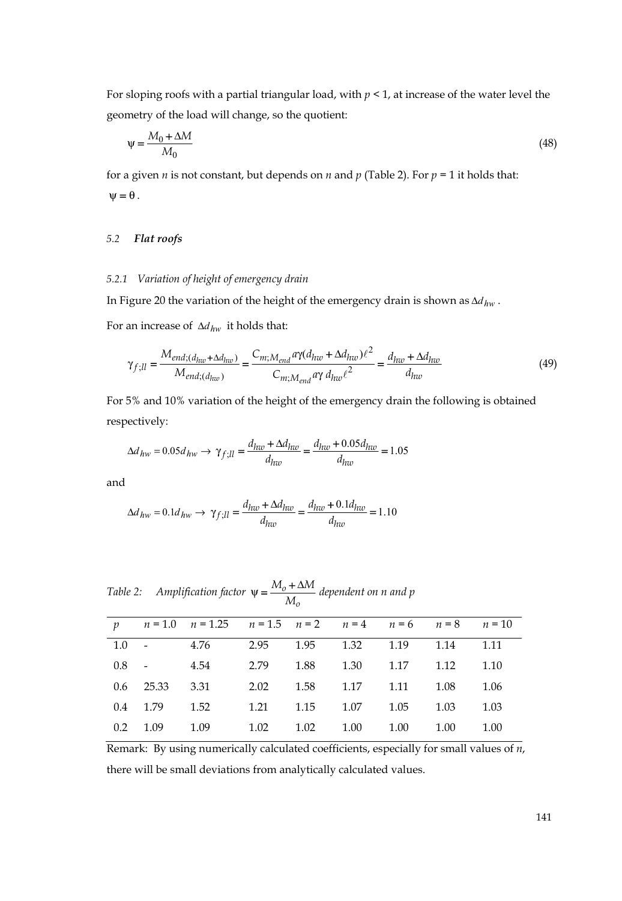For sloping roofs with a partial triangular load, with $p < 1$, at increase of the water level the geometry of the load will change, so the quotient:

$$\psi = \frac{M_0 + \Delta M}{M_0} \tag{48}$$

for a given $n$ is not constant, but depends on $n$ and $p$ (Table 2). For $p = 1$ it holds that: $\psi = \theta$.

### 5.2 *Flat roofs*

#### 5.2.1 *Variation of height of emergency drain*

In Figure 20 the variation of the height of the emergency drain is shown as $\Delta d_{hw}$.

For an increase of $\Delta d_{hw}$ it holds that:

$$\gamma_{f;ll} = \frac{M_{end;(d_{hw}+\Delta d_{hw})}}{M_{end;(d_{hw})}} = \frac{C_{m;M_{end}} a\gamma (d_{hw} + \Delta d_{hw})\ell^2}{C_{m;M_{end}} a\gamma \, d_{hw} \ell^2} = \frac{d_{hw} + \Delta d_{hw}}{d_{hw}} \tag{49}$$

For 5% and 10% variation of the height of the emergency drain the following is obtained respectively:

$$\Delta d_{hw} = 0.05 d_{hw} \rightarrow \gamma_{f;ll} = \frac{d_{hw} + \Delta d_{hw}}{d_{hw}} = \frac{d_{hw} + 0.05 d_{hw}}{d_{hw}} = 1.05$$

and

$$\Delta d_{hw} = 0.1 d_{hw} \rightarrow \gamma_{f;ll} = \frac{d_{hw} + \Delta d_{hw}}{d_{hw}} = \frac{d_{hw} + 0.1 d_{hw}}{d_{hw}} = 1.10$$

*Table 2: Amplification factor* $\psi = \frac{M_o + \Delta M}{M_o}$ *dependent on n and p*

| $p$ | $n = 1.0$ | $n = 1.25$ | $n = 1.5$ | $n = 2$ | $n = 4$ | $n = 6$ | $n = 8$ | $n = 10$ |
|---|---|---|---|---|---|---|---|---|
| 1.0 | - | 4.76 | 2.95 | 1.95 | 1.32 | 1.19 | 1.14 | 1.11 |
| 0.8 | - | 4.54 | 2.79 | 1.88 | 1.30 | 1.17 | 1.12 | 1.10 |
| 0.6 | 25.33 | 3.31 | 2.02 | 1.58 | 1.17 | 1.11 | 1.08 | 1.06 |
| 0.4 | 1.79 | 1.52 | 1.21 | 1.15 | 1.07 | 1.05 | 1.03 | 1.03 |
| 0.2 | 1.09 | 1.09 | 1.02 | 1.02 | 1.00 | 1.00 | 1.00 | 1.00 |

Remark: By using numerically calculated coefficients, especially for small values of $n$, there will be small deviations from analytically calculated values.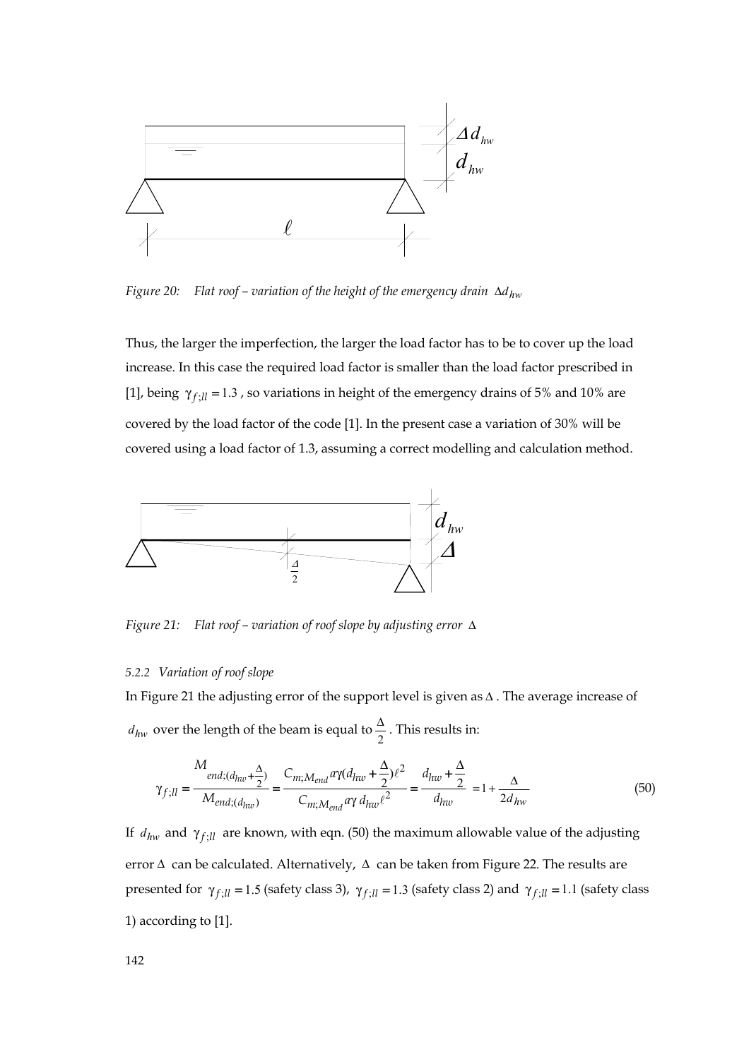Figure 20:    Flat roof – variation of the height of the emergency drain $\Delta d_{hw}$

Thus, the larger the imperfection, the larger the load factor has to be to cover up the load increase. In this case the required load factor is smaller than the load factor prescribed in [1], being $\gamma_{f;ll} = 1.3$ , so variations in height of the emergency drains of 5% and 10% are covered by the load factor of the code [1]. In the present case a variation of 30% will be covered using a load factor of 1.3, assuming a correct modelling and calculation method.

Figure 21:    Flat roof – variation of roof slope by adjusting error $\Delta$

### 5.2.2 Variation of roof slope

In Figure 21 the adjusting error of the support level is given as $\Delta$ . The average increase of $d_{hw}$ over the length of the beam is equal to $\frac{\Delta}{2}$ . This results in:

$$\gamma_{f;ll} = \frac{M_{end;(d_{hw}+\frac{\Delta}{2})}}{M_{end;(d_{hw})}} = \frac{C_{m;M_{end}} a\gamma (d_{hw} + \frac{\Delta}{2})\ell^2}{C_{m;M_{end}} a\gamma \, d_{hw} \ell^2} = \frac{d_{hw} + \frac{\Delta}{2}}{d_{hw}} = 1 + \frac{\Delta}{2d_{hw}} \tag{50}$$

If $d_{hw}$ and $\gamma_{f;ll}$ are known, with eqn. (50) the maximum allowable value of the adjusting error $\Delta$ can be calculated. Alternatively, $\Delta$ can be taken from Figure 22. The results are presented for $\gamma_{f;ll} = 1.5$ (safety class 3), $\gamma_{f;ll} = 1.3$ (safety class 2) and $\gamma_{f;ll} = 1.1$ (safety class 1) according to [1].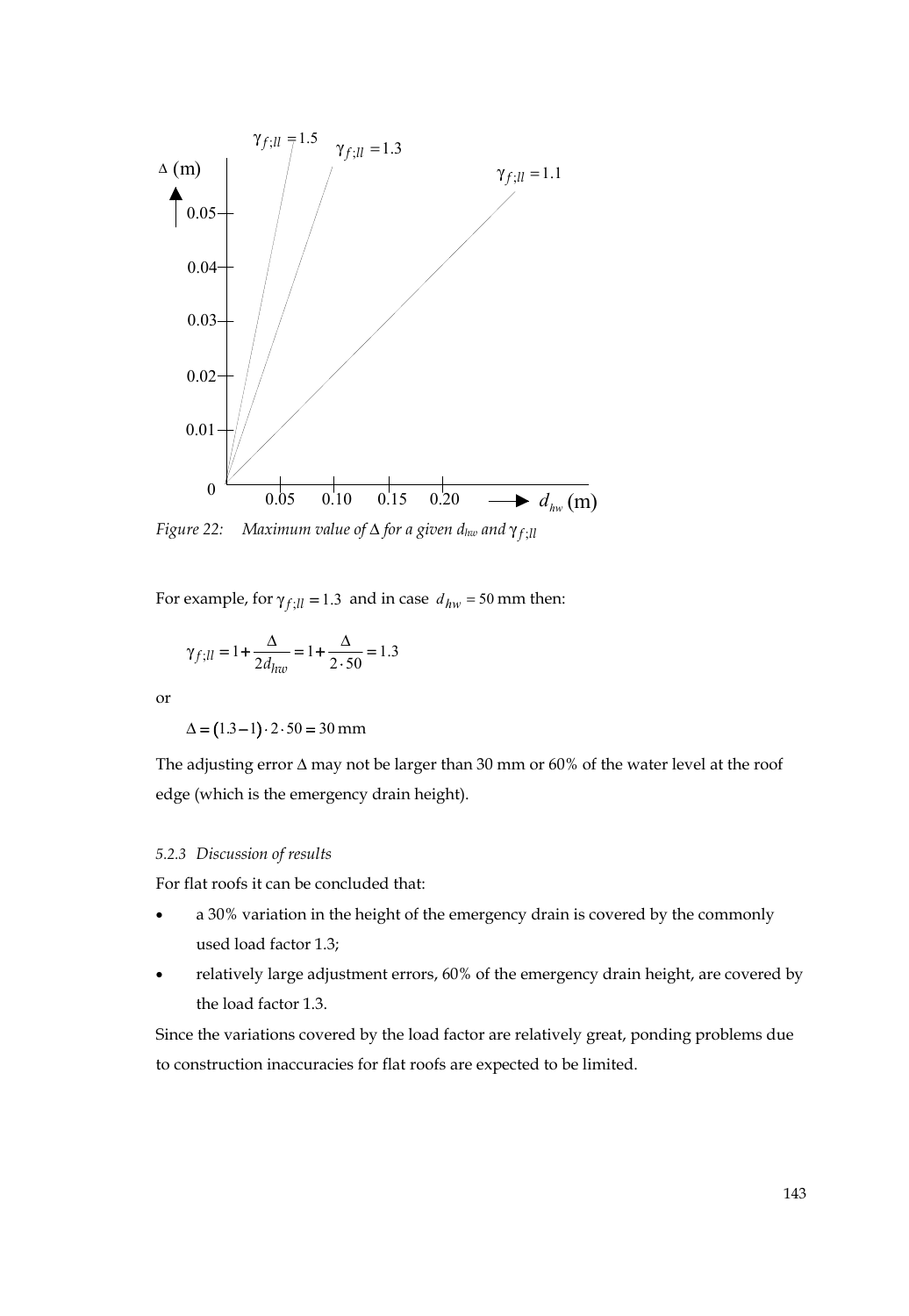Figure 22: Maximum value of $\Delta$ for a given $d_{hw}$ and $\gamma_{f;ll}$

For example, for $\gamma_{f;ll} = 1.3$ and in case $d_{hw} = 50$ mm then:

$$\gamma_{f;ll} = 1 + \frac{\Delta}{2d_{hw}} = 1 + \frac{\Delta}{2 \cdot 50} = 1.3$$

or

$$\Delta = (1.3 - 1) \cdot 2 \cdot 50 = 30 \text{ mm}$$

The adjusting error $\Delta$ may not be larger than 30 mm or 60% of the water level at the roof edge (which is the emergency drain height).

#### 5.2.3 Discussion of results

For flat roofs it can be concluded that:

- a 30% variation in the height of the emergency drain is covered by the commonly used load factor 1.3;
- relatively large adjustment errors, 60% of the emergency drain height, are covered by the load factor 1.3.

Since the variations covered by the load factor are relatively great, ponding problems due to construction inaccuracies for flat roofs are expected to be limited.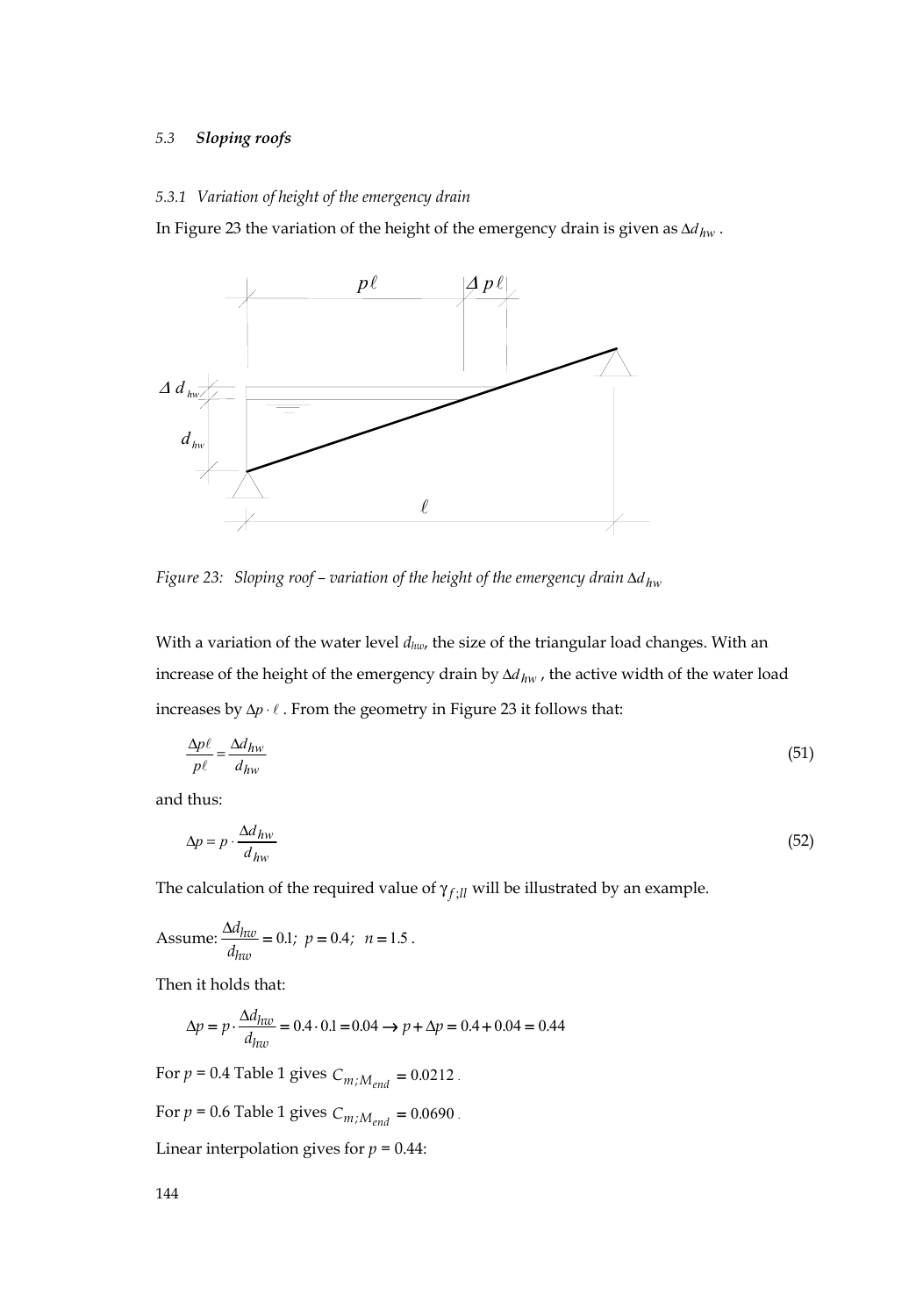### 5.3 *Sloping roofs*

#### 5.3.1 *Variation of height of the emergency drain*

In Figure 23 the variation of the height of the emergency drain is given as $\Delta d_{hw}$.

*Figure 23: Sloping roof – variation of the height of the emergency drain $\Delta d_{hw}$*

With a variation of the water level $d_{hw}$, the size of the triangular load changes. With an increase of the height of the emergency drain by $\Delta d_{hw}$, the active width of the water load increases by $\Delta p \cdot \ell$. From the geometry in Figure 23 it follows that:

$$\frac{\Delta p \ell}{p \ell} = \frac{\Delta d_{hw}}{d_{hw}} \tag{51}$$

and thus:

$$\Delta p = p \cdot \frac{\Delta d_{hw}}{d_{hw}} \tag{52}$$

The calculation of the required value of $\gamma_{f;ll}$ will be illustrated by an example.

Assume: $\frac{\Delta d_{hw}}{d_{hw}} = 0.1;\ p = 0.4;\ n = 1.5$.

Then it holds that:

$$\Delta p = p \cdot \frac{\Delta d_{hw}}{d_{hw}} = 0.4 \cdot 0.1 = 0.04 \rightarrow p + \Delta p = 0.4 + 0.04 = 0.44$$

For $p$ = 0.4 Table 1 gives $C_{m;M_{end}} = 0.0212$.

For $p$ = 0.6 Table 1 gives $C_{m;M_{end}} = 0.0690$.

Linear interpolation gives for $p$ = 0.44: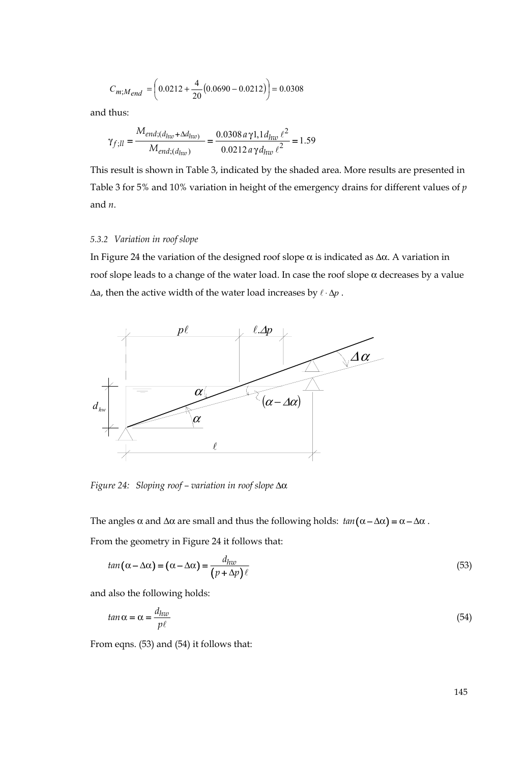$$C_{m;M_{end}} = \left(0.0212 + \frac{4}{20}\left(0.0690 - 0.0212\right)\right) = 0.0308$$

and thus:

$$\gamma_{f;ll} = \frac{M_{end;(d_{hw}+\Delta d_{hw})}}{M_{end;(d_{hw})}} = \frac{0.0308\, a\, \gamma 1{,}1 d_{hw}\, \ell^2}{0.0212\, a\, \gamma\, d_{hw}\, \ell^2} = 1.59$$

This result is shown in Table 3, indicated by the shaded area. More results are presented in Table 3 for 5% and 10% variation in height of the emergency drains for different values of $p$ and $n$.

### *5.3.2 Variation in roof slope*

In Figure 24 the variation of the designed roof slope $\alpha$ is indicated as $\Delta\alpha$. A variation in roof slope leads to a change of the water load. In case the roof slope $\alpha$ decreases by a value $\Delta$a, then the active width of the water load increases by $\ell \cdot \Delta p$ .

*Figure 24: Sloping roof – variation in roof slope $\Delta\alpha$*

The angles $\alpha$ and $\Delta\alpha$ are small and thus the following holds: $tan(\alpha - \Delta\alpha) = \alpha - \Delta\alpha$ .

From the geometry in Figure 24 it follows that:

$$tan(\alpha - \Delta\alpha) = (\alpha - \Delta\alpha) = \frac{d_{hw}}{(p + \Delta p)\,\ell} \tag{53}$$

and also the following holds:

$$tan\,\alpha = \alpha = \frac{d_{hw}}{p\ell} \tag{54}$$

From eqns. (53) and (54) it follows that: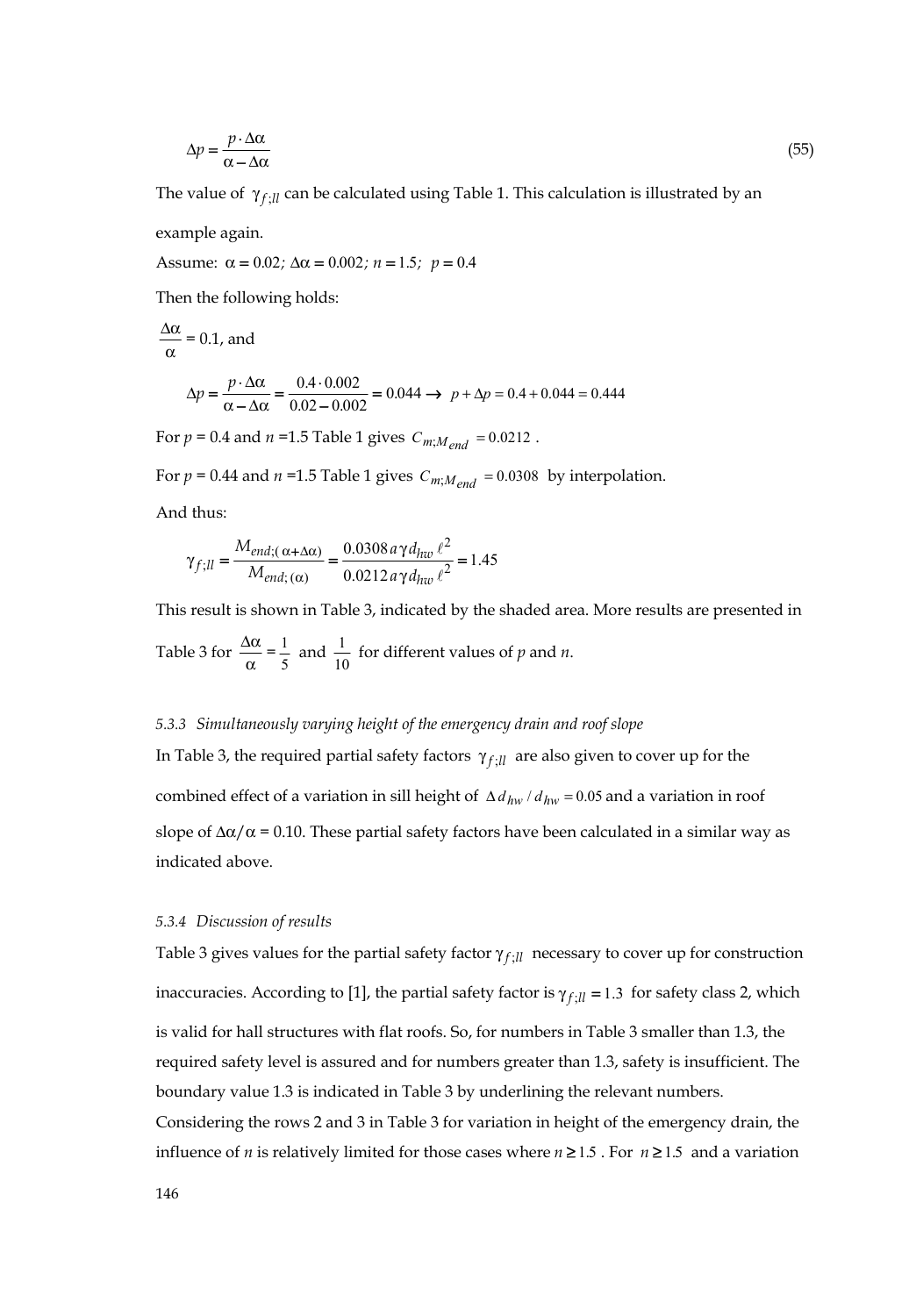$$\Delta p = \frac{p \cdot \Delta\alpha}{\alpha - \Delta\alpha} \tag{55}$$

The value of $\gamma_{f;ll}$ can be calculated using Table 1. This calculation is illustrated by an example again.

Assume: $\alpha = 0.02$; $\Delta\alpha = 0.002$; $n = 1.5$; $p = 0.4$

Then the following holds:

$\frac{\Delta\alpha}{\alpha} = 0.1$, and

$$\Delta p = \frac{p \cdot \Delta\alpha}{\alpha - \Delta\alpha} = \frac{0.4 \cdot 0.002}{0.02 - 0.002} = 0.044 \rightarrow \; p + \Delta p = 0.4 + 0.044 = 0.444$$

For $p$ = 0.4 and $n$ =1.5 Table 1 gives $C_{m;M_{end}} = 0.0212$ .

For $p$ = 0.44 and $n$ =1.5 Table 1 gives $C_{m;M_{end}} = 0.0308$ by interpolation.

And thus:

$$\gamma_{f;ll} = \frac{M_{end;(\alpha+\Delta\alpha)}}{M_{end;(\alpha)}} = \frac{0.0308\, a\, \gamma\, d_{hw}\, \ell^2}{0.0212\, a\, \gamma\, d_{hw}\, \ell^2} = 1.45$$

This result is shown in Table 3, indicated by the shaded area. More results are presented in Table 3 for $\frac{\Delta\alpha}{\alpha} = \frac{1}{5}$ and $\frac{1}{10}$ for different values of $p$ and $n$.

### *5.3.3 Simultaneously varying height of the emergency drain and roof slope*

In Table 3, the required partial safety factors $\gamma_{f;ll}$ are also given to cover up for the combined effect of a variation in sill height of $\Delta d_{hw} / d_{hw} = 0.05$ and a variation in roof slope of $\Delta\alpha/\alpha = 0.10$. These partial safety factors have been calculated in a similar way as indicated above.

### *5.3.4 Discussion of results*

Table 3 gives values for the partial safety factor $\gamma_{f;ll}$ necessary to cover up for construction inaccuracies. According to [1], the partial safety factor is $\gamma_{f;ll} = 1.3$ for safety class 2, which is valid for hall structures with flat roofs. So, for numbers in Table 3 smaller than 1.3, the required safety level is assured and for numbers greater than 1.3, safety is insufficient. The boundary value 1.3 is indicated in Table 3 by underlining the relevant numbers.

Considering the rows 2 and 3 in Table 3 for variation in height of the emergency drain, the influence of $n$ is relatively limited for those cases where $n \geq 1.5$ . For $n \geq 1.5$ and a variation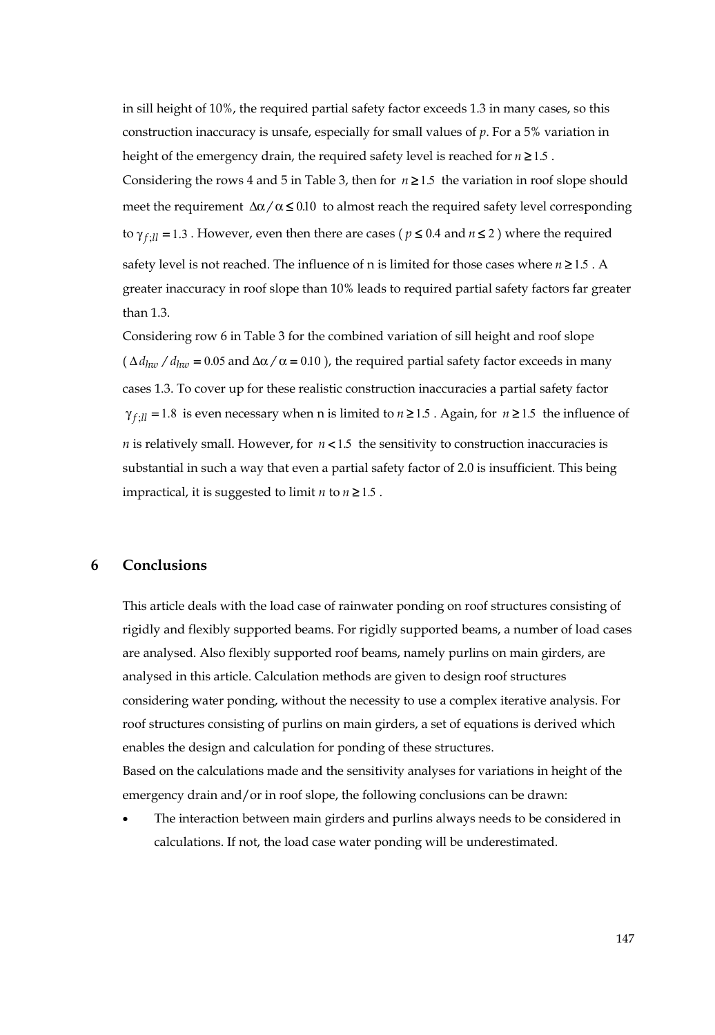in sill height of 10%, the required partial safety factor exceeds 1.3 in many cases, so this construction inaccuracy is unsafe, especially for small values of $p$. For a 5% variation in height of the emergency drain, the required safety level is reached for $n \geq 1.5$ .

Considering the rows 4 and 5 in Table 3, then for $n \geq 1.5$ the variation in roof slope should meet the requirement $\Delta\alpha / \alpha \leq 0.10$ to almost reach the required safety level corresponding to $\gamma_{f;ll} = 1.3$ . However, even then there are cases ( $p \leq 0.4$ and $n \leq 2$ ) where the required safety level is not reached. The influence of n is limited for those cases where $n \geq 1.5$ . A greater inaccuracy in roof slope than 10% leads to required partial safety factors far greater than 1.3.

Considering row 6 in Table 3 for the combined variation of sill height and roof slope ( $\Delta d_{hw} / d_{hw} = 0.05$ and $\Delta\alpha / \alpha = 0.10$ ), the required partial safety factor exceeds in many cases 1.3. To cover up for these realistic construction inaccuracies a partial safety factor $\gamma_{f;ll} = 1.8$ is even necessary when n is limited to $n \geq 1.5$ . Again, for $n \geq 1.5$ the influence of $n$ is relatively small. However, for $n < 1.5$ the sensitivity to construction inaccuracies is substantial in such a way that even a partial safety factor of 2.0 is insufficient. This being impractical, it is suggested to limit $n$ to $n \geq 1.5$ .

## 6 Conclusions

This article deals with the load case of rainwater ponding on roof structures consisting of rigidly and flexibly supported beams. For rigidly supported beams, a number of load cases are analysed. Also flexibly supported roof beams, namely purlins on main girders, are analysed in this article. Calculation methods are given to design roof structures considering water ponding, without the necessity to use a complex iterative analysis. For roof structures consisting of purlins on main girders, a set of equations is derived which enables the design and calculation for ponding of these structures.

Based on the calculations made and the sensitivity analyses for variations in height of the emergency drain and/or in roof slope, the following conclusions can be drawn:

- The interaction between main girders and purlins always needs to be considered in calculations. If not, the load case water ponding will be underestimated.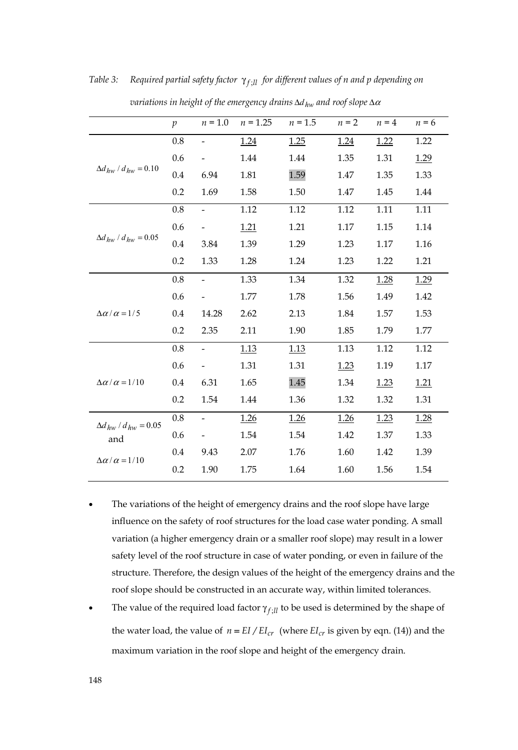*Table 3: Required partial safety factor $\gamma_{f;ll}$ for different values of n and p depending on variations in height of the emergency drains $\Delta d_{hw}$ and roof slope $\Delta\alpha$*

| | $p$ | $n = 1.0$ | $n = 1.25$ | $n = 1.5$ | $n = 2$ | $n = 4$ | $n = 6$ |
|---|---|---|---|---|---|---|---|
| $\Delta d_{hw} / d_{hw} = 0.10$ | 0.8 | - | 1.24 | 1.25 | 1.24 | 1.22 | 1.22 |
| | 0.6 | - | 1.44 | 1.44 | 1.35 | 1.31 | 1.29 |
| | 0.4 | 6.94 | 1.81 | 1.59 | 1.47 | 1.35 | 1.33 |
| | 0.2 | 1.69 | 1.58 | 1.50 | 1.47 | 1.45 | 1.44 |
| $\Delta d_{hw} / d_{hw} = 0.05$ | 0.8 | - | 1.12 | 1.12 | 1.12 | 1.11 | 1.11 |
| | 0.6 | - | 1.21 | 1.21 | 1.17 | 1.15 | 1.14 |
| | 0.4 | 3.84 | 1.39 | 1.29 | 1.23 | 1.17 | 1.16 |
| | 0.2 | 1.33 | 1.28 | 1.24 | 1.23 | 1.22 | 1.21 |
| $\Delta\alpha / \alpha = 1/5$ | 0.8 | - | 1.33 | 1.34 | 1.32 | 1.28 | 1.29 |
| | 0.6 | - | 1.77 | 1.78 | 1.56 | 1.49 | 1.42 |
| | 0.4 | 14.28 | 2.62 | 2.13 | 1.84 | 1.57 | 1.53 |
| | 0.2 | 2.35 | 2.11 | 1.90 | 1.85 | 1.79 | 1.77 |
| $\Delta\alpha / \alpha = 1/10$ | 0.8 | - | 1.13 | 1.13 | 1.13 | 1.12 | 1.12 |
| | 0.6 | - | 1.31 | 1.31 | 1.23 | 1.19 | 1.17 |
| | 0.4 | 6.31 | 1.65 | 1.45 | 1.34 | 1.23 | 1.21 |
| | 0.2 | 1.54 | 1.44 | 1.36 | 1.32 | 1.32 | 1.31 |
| $\Delta d_{hw} / d_{hw} = 0.05$ and $\Delta\alpha / \alpha = 1/10$ | 0.8 | - | 1.26 | 1.26 | 1.26 | 1.23 | 1.28 |
| | 0.6 | - | 1.54 | 1.54 | 1.42 | 1.37 | 1.33 |
| | 0.4 | 9.43 | 2.07 | 1.76 | 1.60 | 1.42 | 1.39 |
| | 0.2 | 1.90 | 1.75 | 1.64 | 1.60 | 1.56 | 1.54 |

- The variations of the height of emergency drains and the roof slope have large influence on the safety of roof structures for the load case water ponding. A small variation (a higher emergency drain or a smaller roof slope) may result in a lower safety level of the roof structure in case of water ponding, or even in failure of the structure. Therefore, the design values of the height of the emergency drains and the roof slope should be constructed in an accurate way, within limited tolerances.
- The value of the required load factor $\gamma_{f;ll}$ to be used is determined by the shape of the water load, the value of $n = EI / EI_{cr}$ (where $EI_{cr}$ is given by eqn. (14)) and the maximum variation in the roof slope and height of the emergency drain.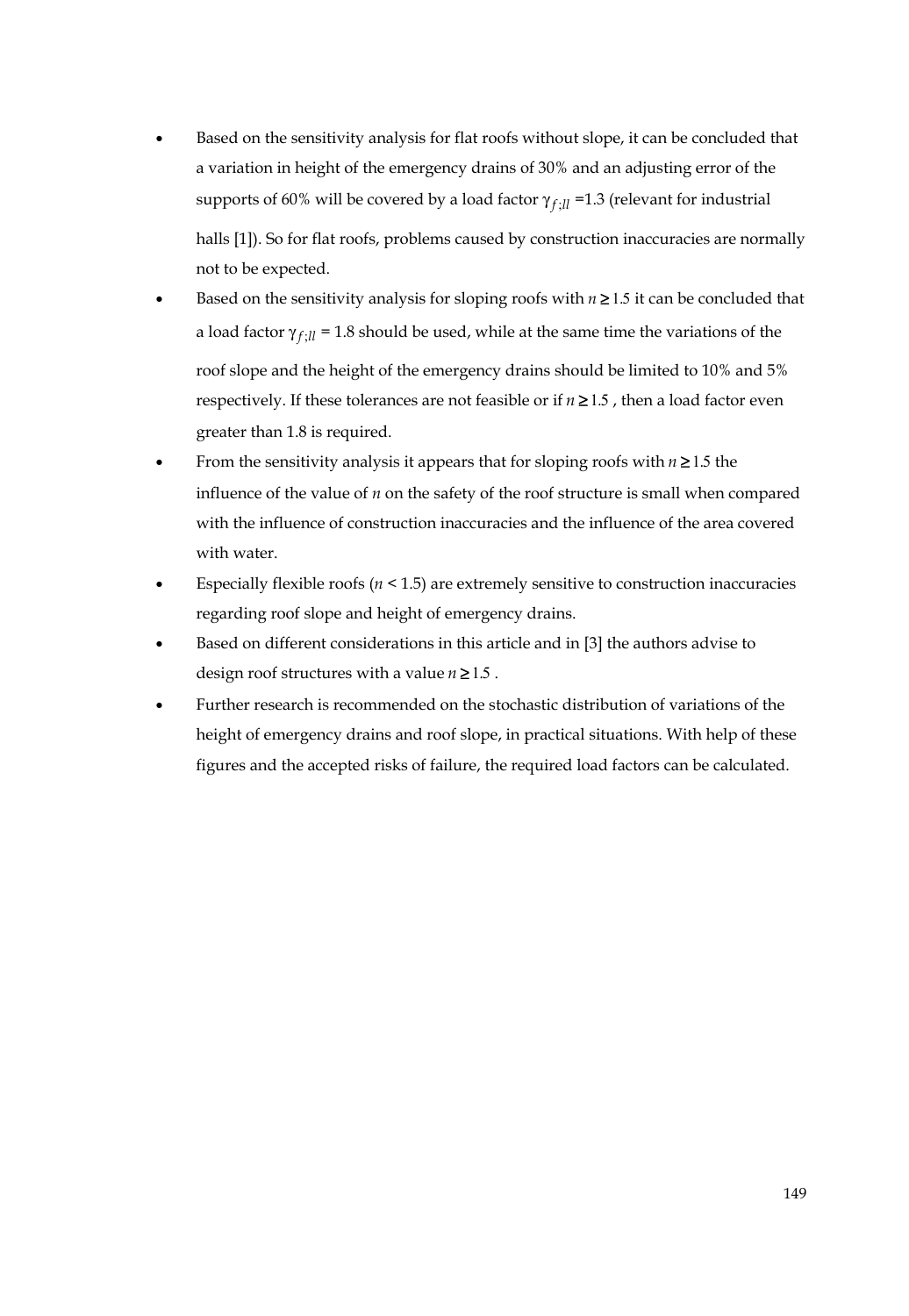- Based on the sensitivity analysis for flat roofs without slope, it can be concluded that a variation in height of the emergency drains of 30% and an adjusting error of the supports of 60% will be covered by a load factor $\gamma_{f;ll}$ =1.3 (relevant for industrial halls [1]). So for flat roofs, problems caused by construction inaccuracies are normally not to be expected.
- Based on the sensitivity analysis for sloping roofs with $n \geq 1.5$ it can be concluded that a load factor $\gamma_{f;ll}$ = 1.8 should be used, while at the same time the variations of the roof slope and the height of the emergency drains should be limited to 10% and 5% respectively. If these tolerances are not feasible or if $n \geq 1.5$ , then a load factor even greater than 1.8 is required.
- From the sensitivity analysis it appears that for sloping roofs with $n \geq 1.5$ the influence of the value of $n$ on the safety of the roof structure is small when compared with the influence of construction inaccuracies and the influence of the area covered with water.
- Especially flexible roofs ($n$ < 1.5) are extremely sensitive to construction inaccuracies regarding roof slope and height of emergency drains.
- Based on different considerations in this article and in [3] the authors advise to design roof structures with a value $n \geq 1.5$ .
- Further research is recommended on the stochastic distribution of variations of the height of emergency drains and roof slope, in practical situations. With help of these figures and the accepted risks of failure, the required load factors can be calculated.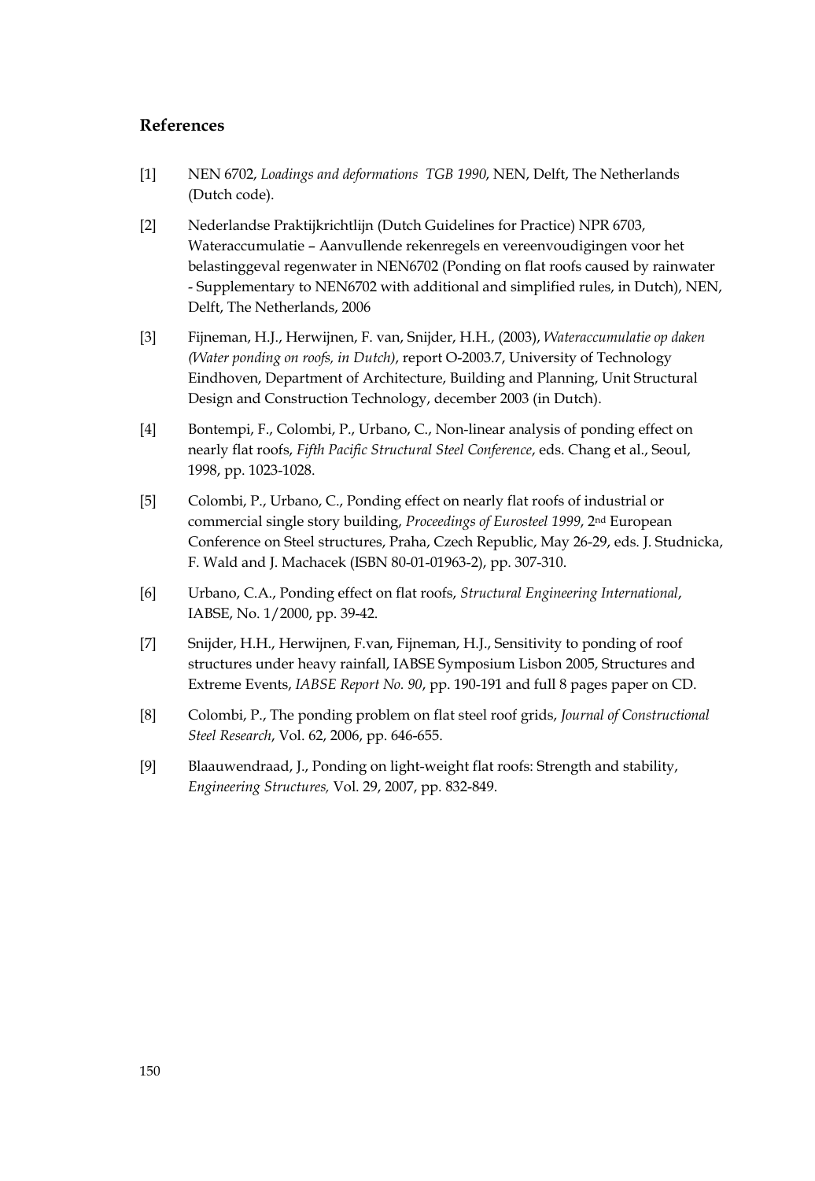## References

[1] NEN 6702, *Loadings and deformations TGB 1990*, NEN, Delft, The Netherlands (Dutch code).

[2] Nederlandse Praktijkrichtlijn (Dutch Guidelines for Practice) NPR 6703, Wateraccumulatie – Aanvullende rekenregels en vereenvoudigingen voor het belastinggeval regenwater in NEN6702 (Ponding on flat roofs caused by rainwater - Supplementary to NEN6702 with additional and simplified rules, in Dutch), NEN, Delft, The Netherlands, 2006

[3] Fijneman, H.J., Herwijnen, F. van, Snijder, H.H., (2003), *Wateraccumulatie op daken (Water ponding on roofs, in Dutch)*, report O-2003.7, University of Technology Eindhoven, Department of Architecture, Building and Planning, Unit Structural Design and Construction Technology, december 2003 (in Dutch).

[4] Bontempi, F., Colombi, P., Urbano, C., Non-linear analysis of ponding effect on nearly flat roofs, *Fifth Pacific Structural Steel Conference*, eds. Chang et al., Seoul, 1998, pp. 1023-1028.

[5] Colombi, P., Urbano, C., Ponding effect on nearly flat roofs of industrial or commercial single story building, *Proceedings of Eurosteel 1999*, 2nd European Conference on Steel structures, Praha, Czech Republic, May 26-29, eds. J. Studnicka, F. Wald and J. Machacek (ISBN 80-01-01963-2), pp. 307-310.

[6] Urbano, C.A., Ponding effect on flat roofs, *Structural Engineering International*, IABSE, No. 1/2000, pp. 39-42.

[7] Snijder, H.H., Herwijnen, F.van, Fijneman, H.J., Sensitivity to ponding of roof structures under heavy rainfall, IABSE Symposium Lisbon 2005, Structures and Extreme Events, *IABSE Report No. 90*, pp. 190-191 and full 8 pages paper on CD.

[8] Colombi, P., The ponding problem on flat steel roof grids, *Journal of Constructional Steel Research*, Vol. 62, 2006, pp. 646-655.

[9] Blaauwendraad, J., Ponding on light-weight flat roofs: Strength and stability, *Engineering Structures,* Vol. 29, 2007, pp. 832-849.